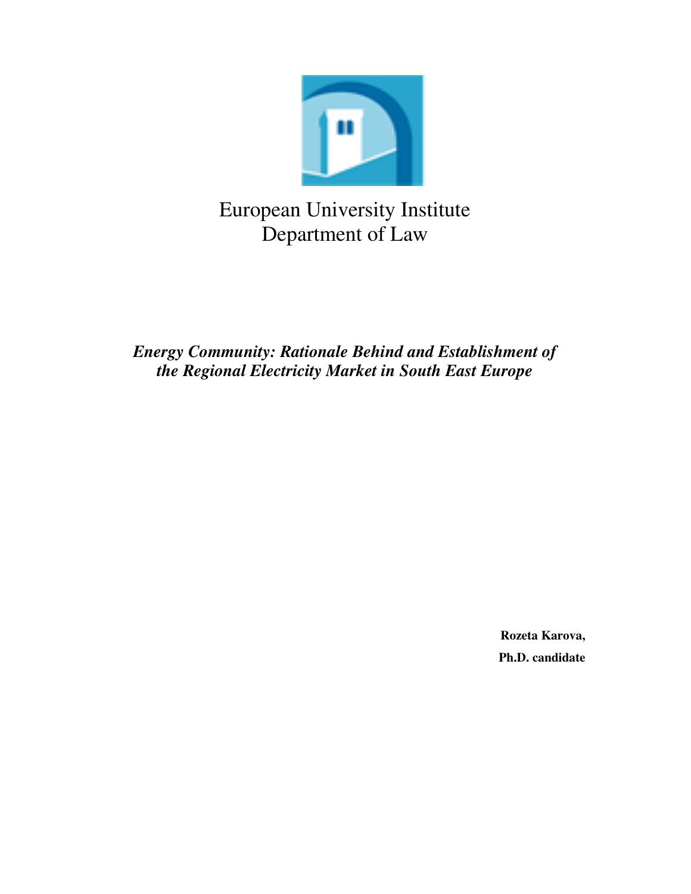European University Institute
Department of Law

***Energy Community: Rationale Behind and Establishment of the Regional Electricity Market in South East Europe***

**Rozeta Karova,**

**Ph.D. candidate**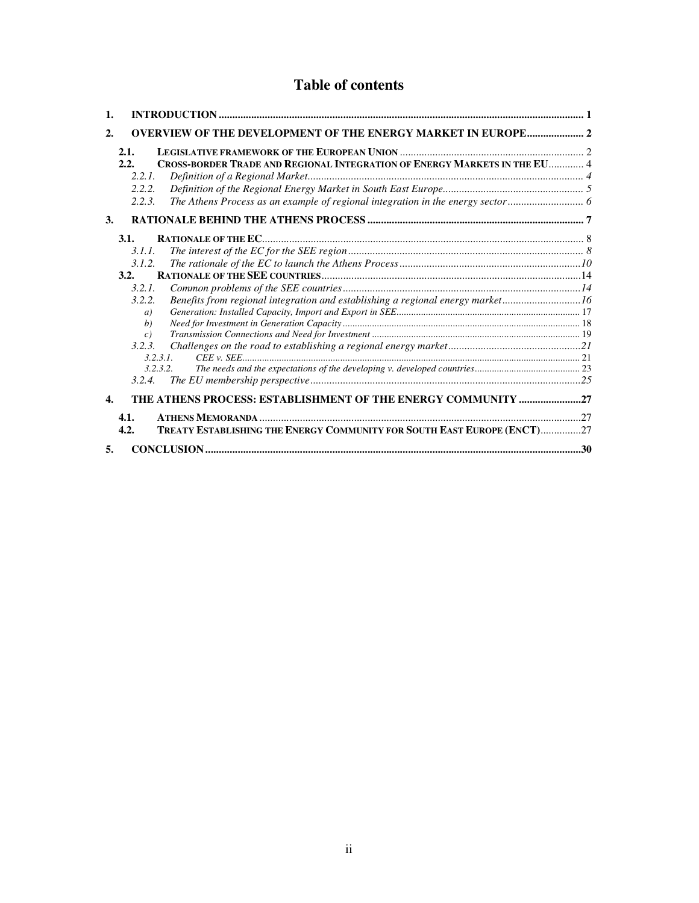# Table of contents

1. **INTRODUCTION** ..... 1
2. **OVERVIEW OF THE DEVELOPMENT OF THE ENERGY MARKET IN EUROPE** ..... 2
   - 2.1. **LEGISLATIVE FRAMEWORK OF THE EUROPEAN UNION** ..... 2
   - 2.2. **CROSS-BORDER TRADE AND REGIONAL INTEGRATION OF ENERGY MARKETS IN THE EU** ..... 4
     - 2.2.1. *Definition of a Regional Market* ..... 4
     - 2.2.2. *Definition of the Regional Energy Market in South East Europe* ..... 5
     - 2.2.3. *The Athens Process as an example of regional integration in the energy sector* ..... 6
3. **RATIONALE BEHIND THE ATHENS PROCESS** ..... 7
   - 3.1. **RATIONALE OF THE EC** ..... 8
     - 3.1.1. *The interest of the EC for the SEE region* ..... 8
     - 3.1.2. *The rationale of the EC to launch the Athens Process* ..... 10
   - 3.2. **RATIONALE OF THE SEE COUNTRIES** ..... 14
     - 3.2.1. *Common problems of the SEE countries* ..... 14
     - 3.2.2. *Benefits from regional integration and establishing a regional energy market* ..... 16
       - *a)* *Generation: Installed Capacity, Import and Export in SEE* ..... 17
       - *b)* *Need for Investment in Generation Capacity* ..... 18
       - *c)* *Transmission Connections and Need for Investment* ..... 19
     - 3.2.3. *Challenges on the road to establishing a regional energy market* ..... 21
       - 3.2.3.1. *CEE v. SEE* ..... 21
       - 3.2.3.2. *The needs and the expectations of the developing v. developed countries* ..... 23
     - 3.2.4. *The EU membership perspective* ..... 25
4. **THE ATHENS PROCESS: ESTABLISHMENT OF THE ENERGY COMMUNITY** ..... 27
   - 4.1. **ATHENS MEMORANDA** ..... 27
   - 4.2. **TREATY ESTABLISHING THE ENERGY COMMUNITY FOR SOUTH EAST EUROPE (ENCT)** ..... 27
5. **CONCLUSION** ..... 30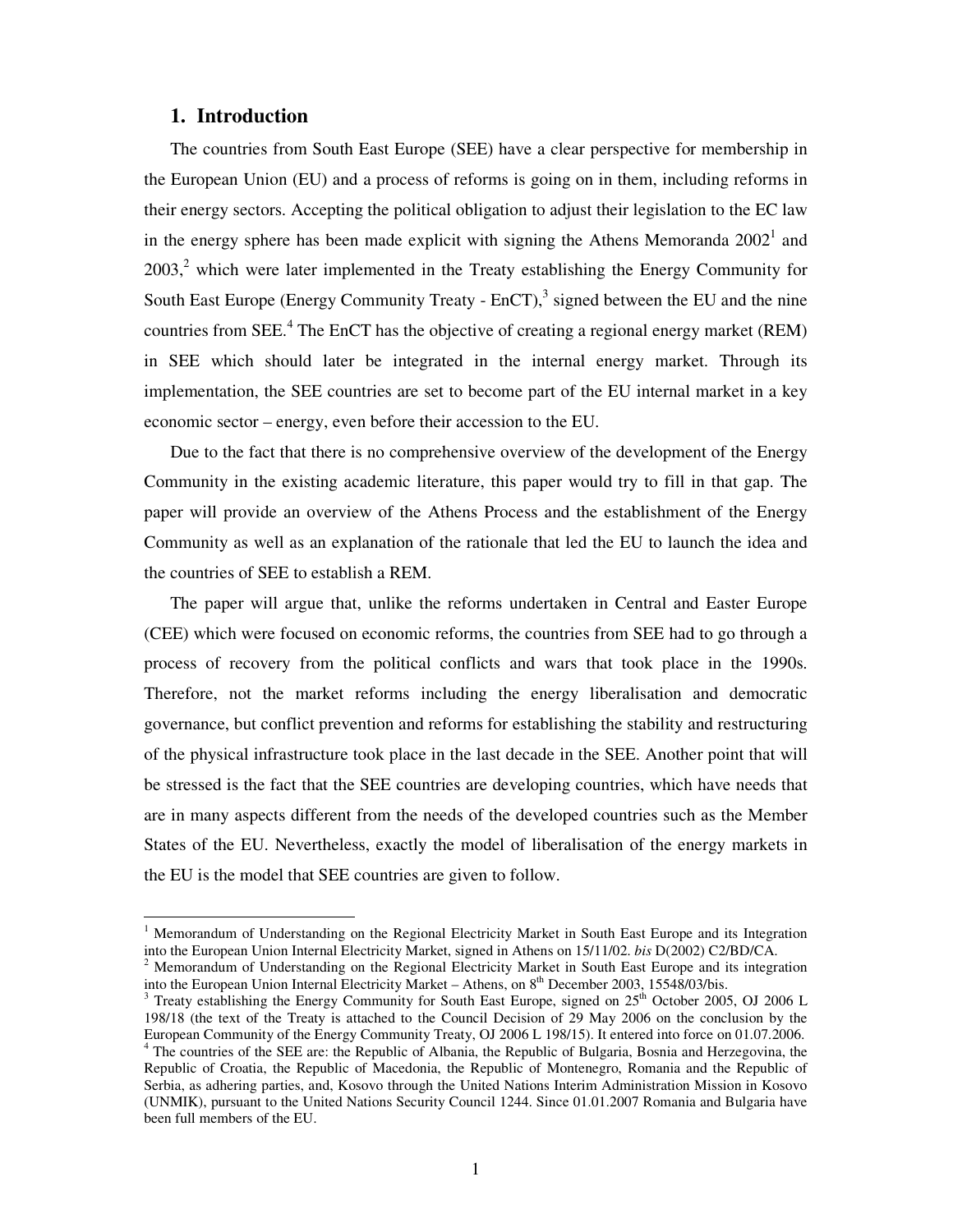# 1. Introduction

The countries from South East Europe (SEE) have a clear perspective for membership in the European Union (EU) and a process of reforms is going on in them, including reforms in their energy sectors. Accepting the political obligation to adjust their legislation to the EC law in the energy sphere has been made explicit with signing the Athens Memoranda 2002[1] and 2003,[2] which were later implemented in the Treaty establishing the Energy Community for South East Europe (Energy Community Treaty - EnCT),[3] signed between the EU and the nine countries from SEE.[4] The EnCT has the objective of creating a regional energy market (REM) in SEE which should later be integrated in the internal energy market. Through its implementation, the SEE countries are set to become part of the EU internal market in a key economic sector – energy, even before their accession to the EU.

Due to the fact that there is no comprehensive overview of the development of the Energy Community in the existing academic literature, this paper would try to fill in that gap. The paper will provide an overview of the Athens Process and the establishment of the Energy Community as well as an explanation of the rationale that led the EU to launch the idea and the countries of SEE to establish a REM.

The paper will argue that, unlike the reforms undertaken in Central and Easter Europe (CEE) which were focused on economic reforms, the countries from SEE had to go through a process of recovery from the political conflicts and wars that took place in the 1990s. Therefore, not the market reforms including the energy liberalisation and democratic governance, but conflict prevention and reforms for establishing the stability and restructuring of the physical infrastructure took place in the last decade in the SEE. Another point that will be stressed is the fact that the SEE countries are developing countries, which have needs that are in many aspects different from the needs of the developed countries such as the Member States of the EU. Nevertheless, exactly the model of liberalisation of the energy markets in the EU is the model that SEE countries are given to follow.

---

[1] Memorandum of Understanding on the Regional Electricity Market in South East Europe and its Integration into the European Union Internal Electricity Market, signed in Athens on 15/11/02. *bis* D(2002) C2/BD/CA.

[2] Memorandum of Understanding on the Regional Electricity Market in South East Europe and its integration into the European Union Internal Electricity Market – Athens, on 8th December 2003, 15548/03/bis.

[3] Treaty establishing the Energy Community for South East Europe, signed on 25th October 2005, OJ 2006 L 198/18 (the text of the Treaty is attached to the Council Decision of 29 May 2006 on the conclusion by the European Community of the Energy Community Treaty, OJ 2006 L 198/15). It entered into force on 01.07.2006.

[4] The countries of the SEE are: the Republic of Albania, the Republic of Bulgaria, Bosnia and Herzegovina, the Republic of Croatia, the Republic of Macedonia, the Republic of Montenegro, Romania and the Republic of Serbia, as adhering parties, and, Kosovo through the United Nations Interim Administration Mission in Kosovo (UNMIK), pursuant to the United Nations Security Council 1244. Since 01.01.2007 Romania and Bulgaria have been full members of the EU.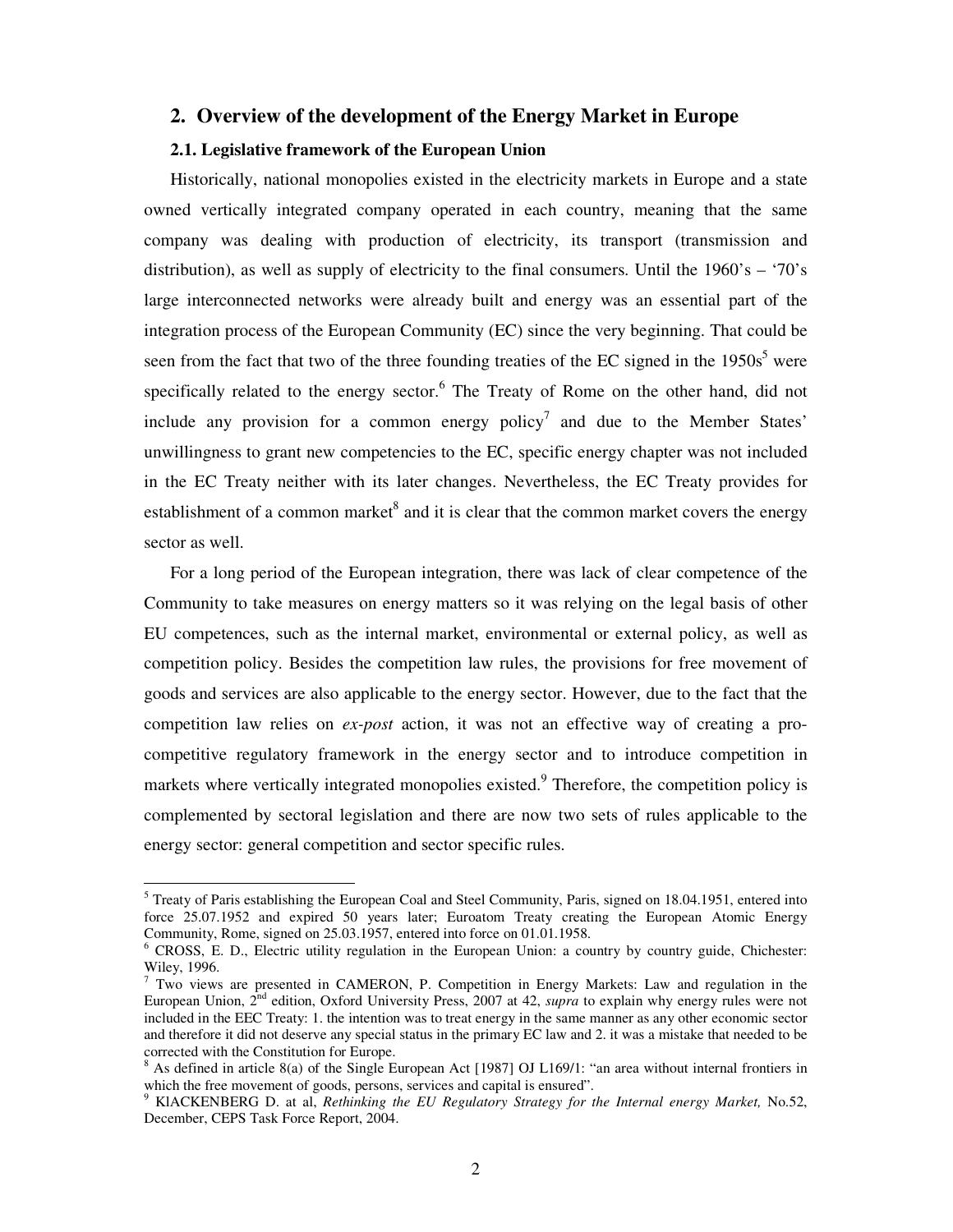## 2. Overview of the development of the Energy Market in Europe

### 2.1. Legislative framework of the European Union

Historically, national monopolies existed in the electricity markets in Europe and a state owned vertically integrated company operated in each country, meaning that the same company was dealing with production of electricity, its transport (transmission and distribution), as well as supply of electricity to the final consumers. Until the 1960's – '70's large interconnected networks were already built and energy was an essential part of the integration process of the European Community (EC) since the very beginning. That could be seen from the fact that two of the three founding treaties of the EC signed in the 1950s[5] were specifically related to the energy sector.[6] The Treaty of Rome on the other hand, did not include any provision for a common energy policy[7] and due to the Member States' unwillingness to grant new competencies to the EC, specific energy chapter was not included in the EC Treaty neither with its later changes. Nevertheless, the EC Treaty provides for establishment of a common market[8] and it is clear that the common market covers the energy sector as well.

For a long period of the European integration, there was lack of clear competence of the Community to take measures on energy matters so it was relying on the legal basis of other EU competences, such as the internal market, environmental or external policy, as well as competition policy. Besides the competition law rules, the provisions for free movement of goods and services are also applicable to the energy sector. However, due to the fact that the competition law relies on *ex-post* action, it was not an effective way of creating a pro-competitive regulatory framework in the energy sector and to introduce competition in markets where vertically integrated monopolies existed.[9] Therefore, the competition policy is complemented by sectoral legislation and there are now two sets of rules applicable to the energy sector: general competition and sector specific rules.

---

[5] Treaty of Paris establishing the European Coal and Steel Community, Paris, signed on 18.04.1951, entered into force 25.07.1952 and expired 50 years later; Euroatom Treaty creating the European Atomic Energy Community, Rome, signed on 25.03.1957, entered into force on 01.01.1958.

[6] CROSS, E. D., Electric utility regulation in the European Union: a country by country guide, Chichester: Wiley, 1996.

[7] Two views are presented in CAMERON, P. Competition in Energy Markets: Law and regulation in the European Union, 2nd edition, Oxford University Press, 2007 at 42, *supra* to explain why energy rules were not included in the EEC Treaty: 1. the intention was to treat energy in the same manner as any other economic sector and therefore it did not deserve any special status in the primary EC law and 2. it was a mistake that needed to be corrected with the Constitution for Europe.

[8] As defined in article 8(a) of the Single European Act [1987] OJ L169/1: "an area without internal frontiers in which the free movement of goods, persons, services and capital is ensured".

[9] KlACKENBERG D. at al, *Rethinking the EU Regulatory Strategy for the Internal energy Market,* No.52, December, CEPS Task Force Report, 2004.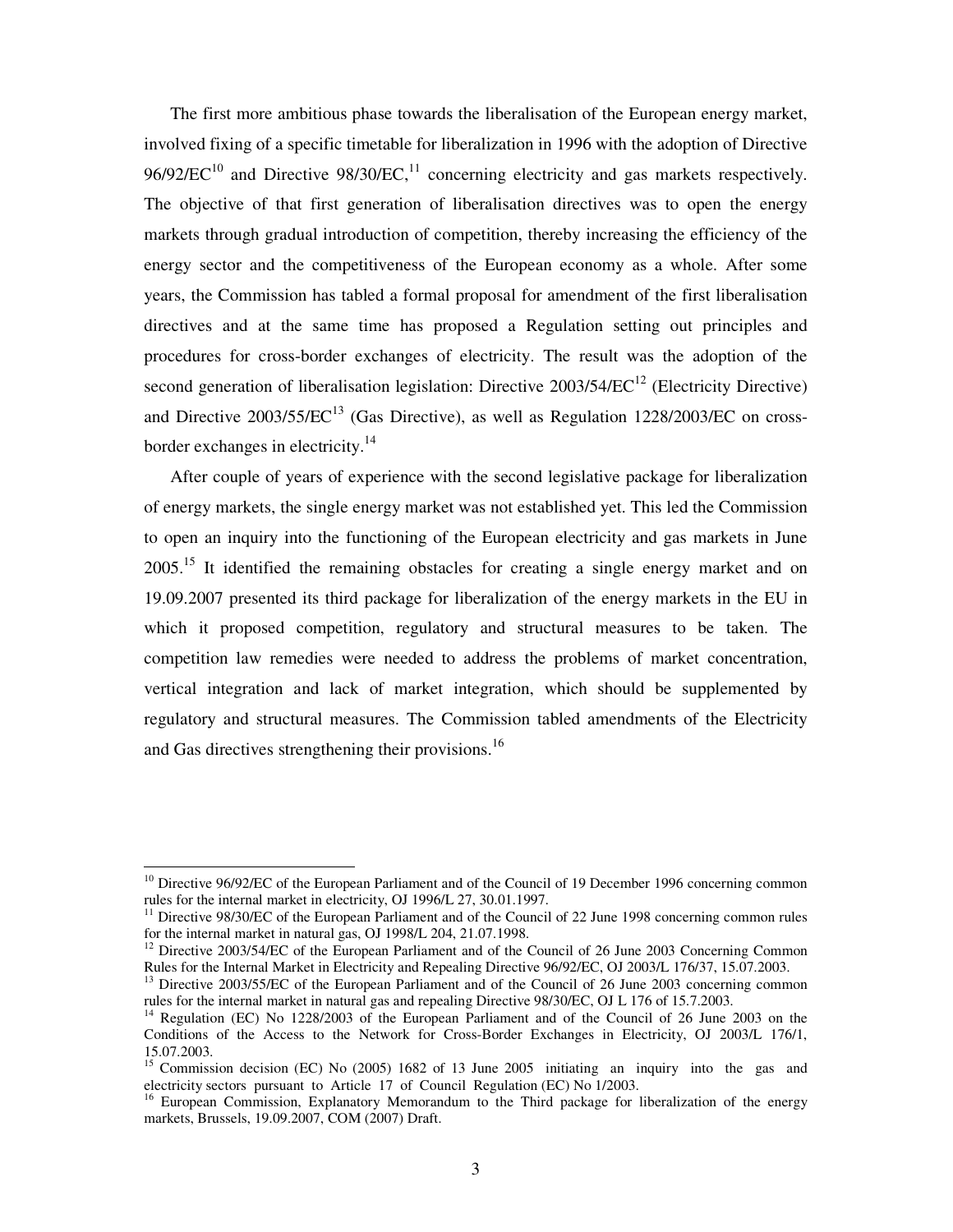The first more ambitious phase towards the liberalisation of the European energy market, involved fixing of a specific timetable for liberalization in 1996 with the adoption of Directive 96/92/EC[10] and Directive 98/30/EC,[11] concerning electricity and gas markets respectively. The objective of that first generation of liberalisation directives was to open the energy markets through gradual introduction of competition, thereby increasing the efficiency of the energy sector and the competitiveness of the European economy as a whole. After some years, the Commission has tabled a formal proposal for amendment of the first liberalisation directives and at the same time has proposed a Regulation setting out principles and procedures for cross-border exchanges of electricity. The result was the adoption of the second generation of liberalisation legislation: Directive 2003/54/EC[12] (Electricity Directive) and Directive 2003/55/EC[13] (Gas Directive), as well as Regulation 1228/2003/EC on cross-border exchanges in electricity.[14]

After couple of years of experience with the second legislative package for liberalization of energy markets, the single energy market was not established yet. This led the Commission to open an inquiry into the functioning of the European electricity and gas markets in June 2005.[15] It identified the remaining obstacles for creating a single energy market and on 19.09.2007 presented its third package for liberalization of the energy markets in the EU in which it proposed competition, regulatory and structural measures to be taken. The competition law remedies were needed to address the problems of market concentration, vertical integration and lack of market integration, which should be supplemented by regulatory and structural measures. The Commission tabled amendments of the Electricity and Gas directives strengthening their provisions.[16]

---

[10] Directive 96/92/EC of the European Parliament and of the Council of 19 December 1996 concerning common rules for the internal market in electricity, OJ 1996/L 27, 30.01.1997.

[11] Directive 98/30/EC of the European Parliament and of the Council of 22 June 1998 concerning common rules for the internal market in natural gas, OJ 1998/L 204, 21.07.1998.

[12] Directive 2003/54/EC of the European Parliament and of the Council of 26 June 2003 Concerning Common Rules for the Internal Market in Electricity and Repealing Directive 96/92/EC, OJ 2003/L 176/37, 15.07.2003.

[13] Directive 2003/55/EC of the European Parliament and of the Council of 26 June 2003 concerning common rules for the internal market in natural gas and repealing Directive 98/30/EC, OJ L 176 of 15.7.2003.

[14] Regulation (EC) No 1228/2003 of the European Parliament and of the Council of 26 June 2003 on the Conditions of the Access to the Network for Cross-Border Exchanges in Electricity, OJ 2003/L 176/1, 15.07.2003.

[15] Commission decision (EC) No (2005) 1682 of 13 June 2005 initiating an inquiry into the gas and electricity sectors pursuant to Article 17 of Council Regulation (EC) No 1/2003.

[16] European Commission, Explanatory Memorandum to the Third package for liberalization of the energy markets, Brussels, 19.09.2007, COM (2007) Draft.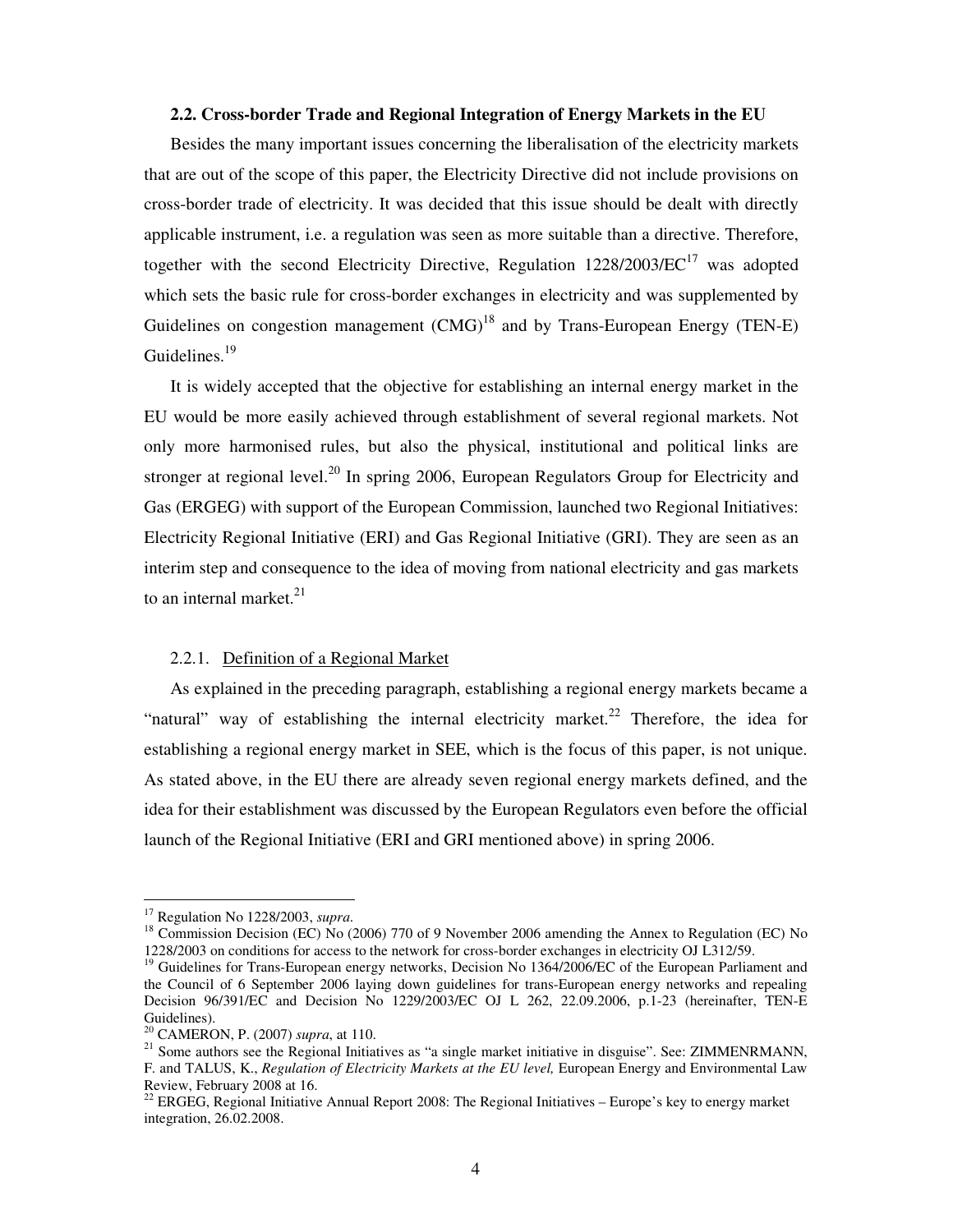### 2.2. Cross-border Trade and Regional Integration of Energy Markets in the EU

Besides the many important issues concerning the liberalisation of the electricity markets that are out of the scope of this paper, the Electricity Directive did not include provisions on cross-border trade of electricity. It was decided that this issue should be dealt with directly applicable instrument, i.e. a regulation was seen as more suitable than a directive. Therefore, together with the second Electricity Directive, Regulation 1228/2003/EC[17] was adopted which sets the basic rule for cross-border exchanges in electricity and was supplemented by Guidelines on congestion management (CMG)[18] and by Trans-European Energy (TEN-E) Guidelines.[19]

It is widely accepted that the objective for establishing an internal energy market in the EU would be more easily achieved through establishment of several regional markets. Not only more harmonised rules, but also the physical, institutional and political links are stronger at regional level.[20] In spring 2006, European Regulators Group for Electricity and Gas (ERGEG) with support of the European Commission, launched two Regional Initiatives: Electricity Regional Initiative (ERI) and Gas Regional Initiative (GRI). They are seen as an interim step and consequence to the idea of moving from national electricity and gas markets to an internal market.[21]

#### 2.2.1. Definition of a Regional Market

As explained in the preceding paragraph, establishing a regional energy markets became a "natural" way of establishing the internal electricity market.[22] Therefore, the idea for establishing a regional energy market in SEE, which is the focus of this paper, is not unique. As stated above, in the EU there are already seven regional energy markets defined, and the idea for their establishment was discussed by the European Regulators even before the official launch of the Regional Initiative (ERI and GRI mentioned above) in spring 2006.

---

[17] Regulation No 1228/2003, *supra*.

[18] Commission Decision (EC) No (2006) 770 of 9 November 2006 amending the Annex to Regulation (EC) No 1228/2003 on conditions for access to the network for cross-border exchanges in electricity OJ L312/59.

[19] Guidelines for Trans-European energy networks, Decision No 1364/2006/EC of the European Parliament and the Council of 6 September 2006 laying down guidelines for trans-European energy networks and repealing Decision 96/391/EC and Decision No 1229/2003/EC OJ L 262, 22.09.2006, p.1-23 (hereinafter, TEN-E Guidelines).

[20] CAMERON, P. (2007) *supra*, at 110.

[21] Some authors see the Regional Initiatives as "a single market initiative in disguise". See: ZIMMENRMANN, F. and TALUS, K., *Regulation of Electricity Markets at the EU level,* European Energy and Environmental Law Review, February 2008 at 16.

[22] ERGEG, Regional Initiative Annual Report 2008: The Regional Initiatives – Europe's key to energy market integration, 26.02.2008.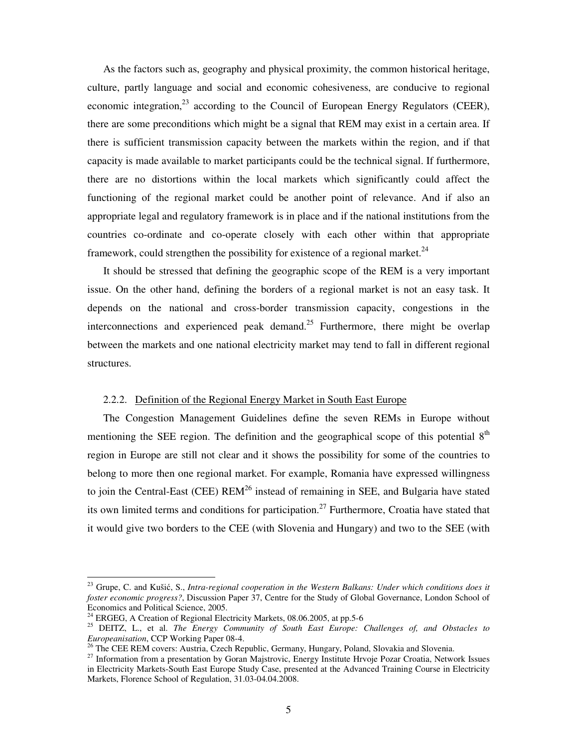As the factors such as, geography and physical proximity, the common historical heritage, culture, partly language and social and economic cohesiveness, are conducive to regional economic integration,[23] according to the Council of European Energy Regulators (CEER), there are some preconditions which might be a signal that REM may exist in a certain area. If there is sufficient transmission capacity between the markets within the region, and if that capacity is made available to market participants could be the technical signal. If furthermore, there are no distortions within the local markets which significantly could affect the functioning of the regional market could be another point of relevance. And if also an appropriate legal and regulatory framework is in place and if the national institutions from the countries co-ordinate and co-operate closely with each other within that appropriate framework, could strengthen the possibility for existence of a regional market.[24]

It should be stressed that defining the geographic scope of the REM is a very important issue. On the other hand, defining the borders of a regional market is not an easy task. It depends on the national and cross-border transmission capacity, congestions in the interconnections and experienced peak demand.[25] Furthermore, there might be overlap between the markets and one national electricity market may tend to fall in different regional structures.

#### 2.2.2. Definition of the Regional Energy Market in South East Europe

The Congestion Management Guidelines define the seven REMs in Europe without mentioning the SEE region. The definition and the geographical scope of this potential 8th region in Europe are still not clear and it shows the possibility for some of the countries to belong to more then one regional market. For example, Romania have expressed willingness to join the Central-East (CEE) REM[26] instead of remaining in SEE, and Bulgaria have stated its own limited terms and conditions for participation.[27] Furthermore, Croatia have stated that it would give two borders to the CEE (with Slovenia and Hungary) and two to the SEE (with

---

[23] Grupe, C. and Kušić, S., *Intra-regional cooperation in the Western Balkans: Under which conditions does it foster economic progress?*, Discussion Paper 37, Centre for the Study of Global Governance, London School of Economics and Political Science, 2005.

[24] ERGEG, A Creation of Regional Electricity Markets, 08.06.2005, at pp.5-6

[25] DEITZ, L., et al. *The Energy Community of South East Europe: Challenges of, and Obstacles to Europeanisation*, CCP Working Paper 08-4.

[26] The CEE REM covers: Austria, Czech Republic, Germany, Hungary, Poland, Slovakia and Slovenia.

[27] Information from a presentation by Goran Majstrovic, Energy Institute Hrvoje Pozar Croatia, Network Issues in Electricity Markets-South East Europe Study Case, presented at the Advanced Training Course in Electricity Markets, Florence School of Regulation, 31.03-04.04.2008.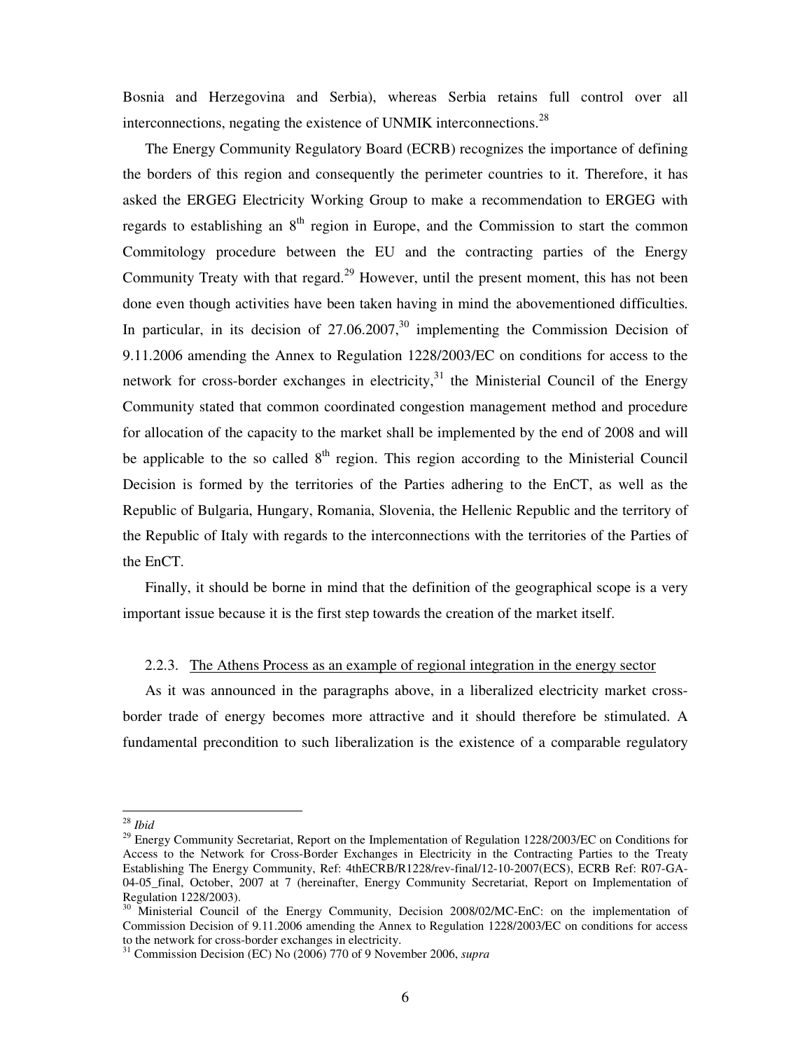Bosnia and Herzegovina and Serbia), whereas Serbia retains full control over all interconnections, negating the existence of UNMIK interconnections.[28]

The Energy Community Regulatory Board (ECRB) recognizes the importance of defining the borders of this region and consequently the perimeter countries to it. Therefore, it has asked the ERGEG Electricity Working Group to make a recommendation to ERGEG with regards to establishing an 8th region in Europe, and the Commission to start the common Commitology procedure between the EU and the contracting parties of the Energy Community Treaty with that regard.[29] However, until the present moment, this has not been done even though activities have been taken having in mind the abovementioned difficulties. In particular, in its decision of 27.06.2007,[30] implementing the Commission Decision of 9.11.2006 amending the Annex to Regulation 1228/2003/EC on conditions for access to the network for cross-border exchanges in electricity,[31] the Ministerial Council of the Energy Community stated that common coordinated congestion management method and procedure for allocation of the capacity to the market shall be implemented by the end of 2008 and will be applicable to the so called 8th region. This region according to the Ministerial Council Decision is formed by the territories of the Parties adhering to the EnCT, as well as the Republic of Bulgaria, Hungary, Romania, Slovenia, the Hellenic Republic and the territory of the Republic of Italy with regards to the interconnections with the territories of the Parties of the EnCT.

Finally, it should be borne in mind that the definition of the geographical scope is a very important issue because it is the first step towards the creation of the market itself.

### 2.2.3. The Athens Process as an example of regional integration in the energy sector

As it was announced in the paragraphs above, in a liberalized electricity market cross-border trade of energy becomes more attractive and it should therefore be stimulated. A fundamental precondition to such liberalization is the existence of a comparable regulatory

---

[28] *Ibid*

[29] Energy Community Secretariat, Report on the Implementation of Regulation 1228/2003/EC on Conditions for Access to the Network for Cross-Border Exchanges in Electricity in the Contracting Parties to the Treaty Establishing The Energy Community, Ref: 4thECRB/R1228/rev-final/12-10-2007(ECS), ECRB Ref: R07-GA-04-05_final, October, 2007 at 7 (hereinafter, Energy Community Secretariat, Report on Implementation of Regulation 1228/2003).

[30] Ministerial Council of the Energy Community, Decision 2008/02/MC-EnC: on the implementation of Commission Decision of 9.11.2006 amending the Annex to Regulation 1228/2003/EC on conditions for access to the network for cross-border exchanges in electricity.

[31] Commission Decision (EC) No (2006) 770 of 9 November 2006, *supra*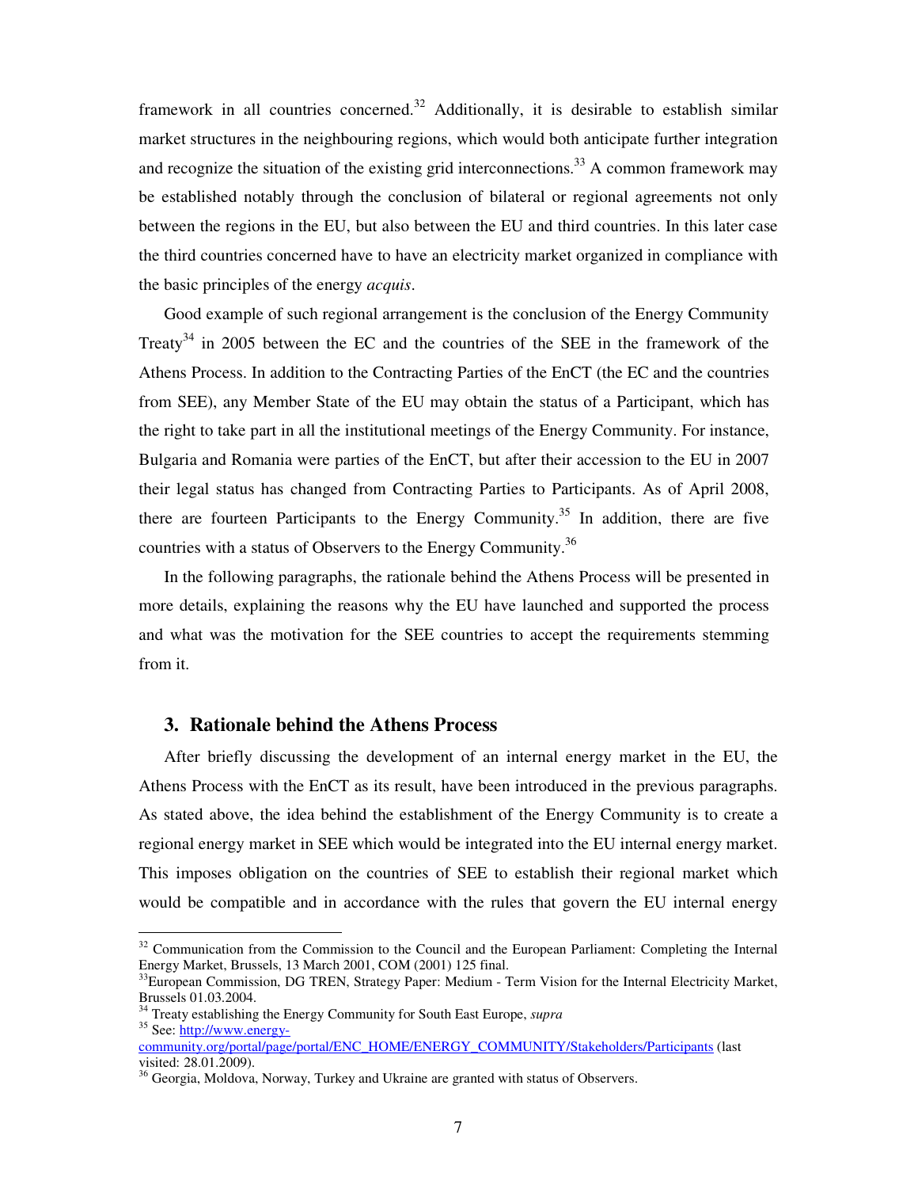framework in all countries concerned.[32] Additionally, it is desirable to establish similar market structures in the neighbouring regions, which would both anticipate further integration and recognize the situation of the existing grid interconnections.[33] A common framework may be established notably through the conclusion of bilateral or regional agreements not only between the regions in the EU, but also between the EU and third countries. In this later case the third countries concerned have to have an electricity market organized in compliance with the basic principles of the energy *acquis*.

Good example of such regional arrangement is the conclusion of the Energy Community Treaty[34] in 2005 between the EC and the countries of the SEE in the framework of the Athens Process. In addition to the Contracting Parties of the EnCT (the EC and the countries from SEE), any Member State of the EU may obtain the status of a Participant, which has the right to take part in all the institutional meetings of the Energy Community. For instance, Bulgaria and Romania were parties of the EnCT, but after their accession to the EU in 2007 their legal status has changed from Contracting Parties to Participants. As of April 2008, there are fourteen Participants to the Energy Community.[35] In addition, there are five countries with a status of Observers to the Energy Community.[36]

In the following paragraphs, the rationale behind the Athens Process will be presented in more details, explaining the reasons why the EU have launched and supported the process and what was the motivation for the SEE countries to accept the requirements stemming from it.

## 3. Rationale behind the Athens Process

After briefly discussing the development of an internal energy market in the EU, the Athens Process with the EnCT as its result, have been introduced in the previous paragraphs. As stated above, the idea behind the establishment of the Energy Community is to create a regional energy market in SEE which would be integrated into the EU internal energy market. This imposes obligation on the countries of SEE to establish their regional market which would be compatible and in accordance with the rules that govern the EU internal energy

---

[32] Communication from the Commission to the Council and the European Parliament: Completing the Internal Energy Market, Brussels, 13 March 2001, COM (2001) 125 final.

[33] European Commission, DG TREN, Strategy Paper: Medium - Term Vision for the Internal Electricity Market, Brussels 01.03.2004.

[34] Treaty establishing the Energy Community for South East Europe, *supra*

[35] See: http://www.energy-community.org/portal/page/portal/ENC_HOME/ENERGY_COMMUNITY/Stakeholders/Participants (last visited: 28.01.2009).

[36] Georgia, Moldova, Norway, Turkey and Ukraine are granted with status of Observers.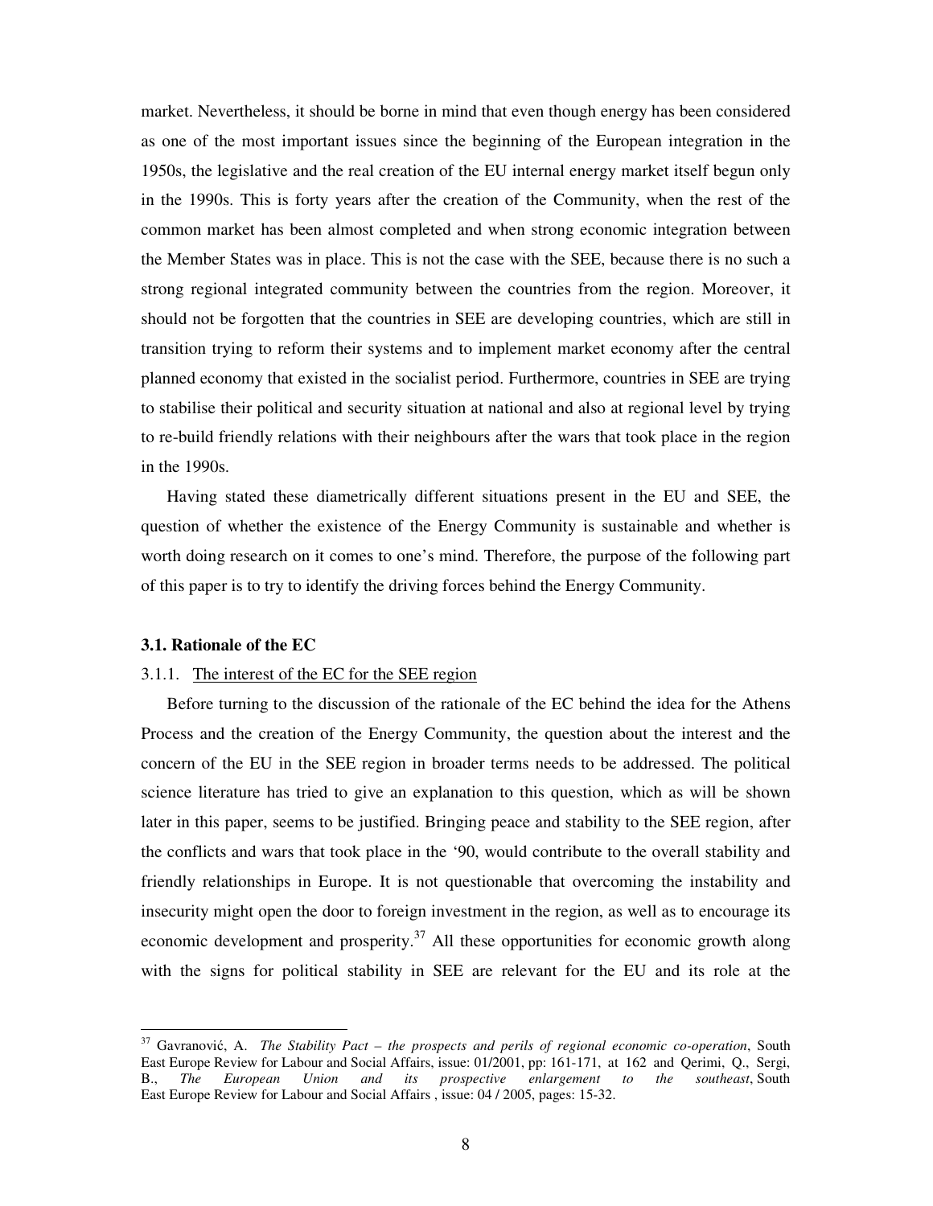market. Nevertheless, it should be borne in mind that even though energy has been considered as one of the most important issues since the beginning of the European integration in the 1950s, the legislative and the real creation of the EU internal energy market itself begun only in the 1990s. This is forty years after the creation of the Community, when the rest of the common market has been almost completed and when strong economic integration between the Member States was in place. This is not the case with the SEE, because there is no such a strong regional integrated community between the countries from the region. Moreover, it should not be forgotten that the countries in SEE are developing countries, which are still in transition trying to reform their systems and to implement market economy after the central planned economy that existed in the socialist period. Furthermore, countries in SEE are trying to stabilise their political and security situation at national and also at regional level by trying to re-build friendly relations with their neighbours after the wars that took place in the region in the 1990s.

Having stated these diametrically different situations present in the EU and SEE, the question of whether the existence of the Energy Community is sustainable and whether is worth doing research on it comes to one's mind. Therefore, the purpose of the following part of this paper is to try to identify the driving forces behind the Energy Community.

### 3.1. Rationale of the EC

#### 3.1.1. The interest of the EC for the SEE region

Before turning to the discussion of the rationale of the EC behind the idea for the Athens Process and the creation of the Energy Community, the question about the interest and the concern of the EU in the SEE region in broader terms needs to be addressed. The political science literature has tried to give an explanation to this question, which as will be shown later in this paper, seems to be justified. Bringing peace and stability to the SEE region, after the conflicts and wars that took place in the '90, would contribute to the overall stability and friendly relationships in Europe. It is not questionable that overcoming the instability and insecurity might open the door to foreign investment in the region, as well as to encourage its economic development and prosperity.[37] All these opportunities for economic growth along with the signs for political stability in SEE are relevant for the EU and its role at the

---

[37] Gavranović, A. *The Stability Pact – the prospects and perils of regional economic co-operation*, South East Europe Review for Labour and Social Affairs, issue: 01/2001, pp: 161-171, at 162 and Qerimi, Q., Sergi, B., *The European Union and its prospective enlargement to the southeast*, South East Europe Review for Labour and Social Affairs , issue: 04 / 2005, pages: 15-32.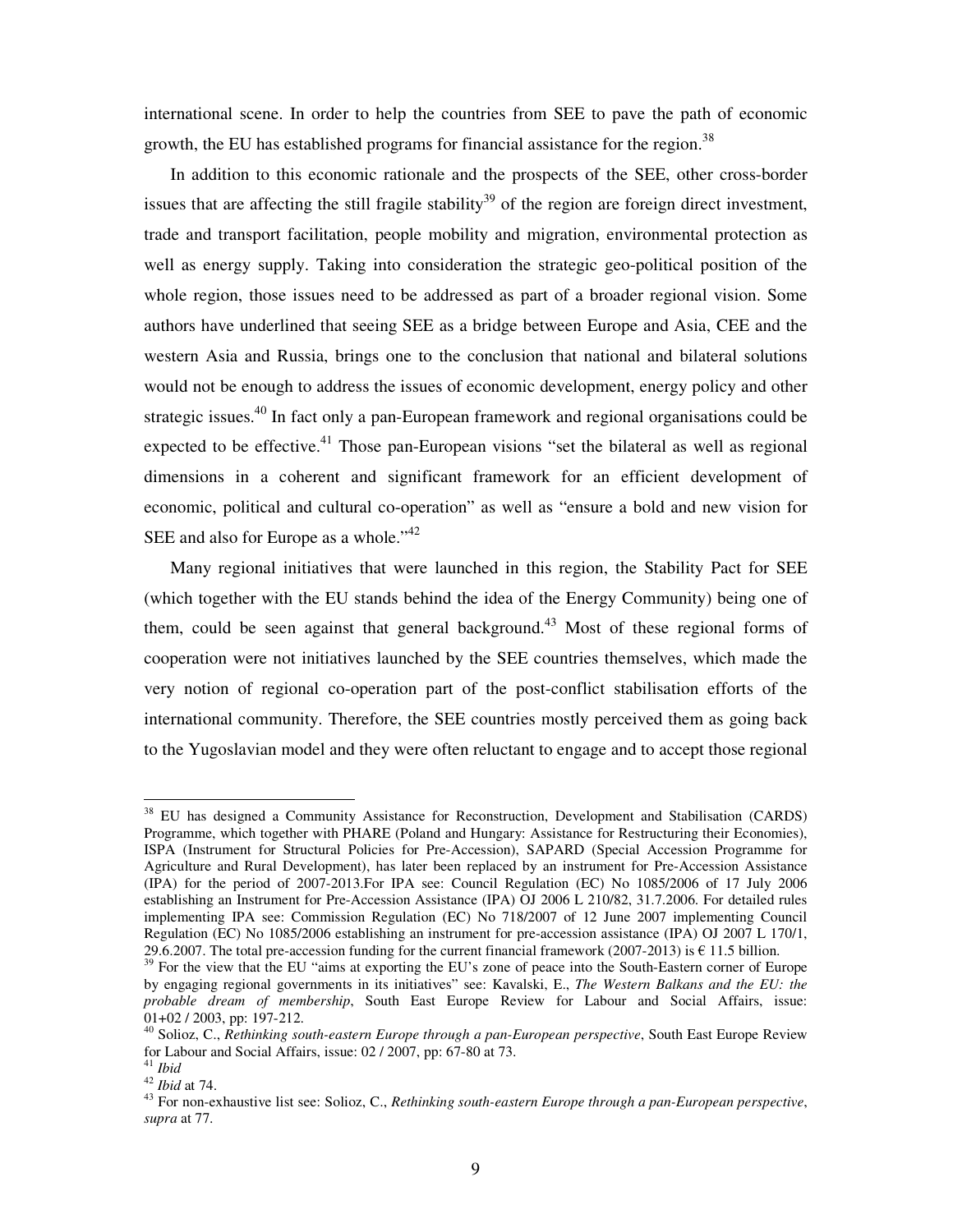international scene. In order to help the countries from SEE to pave the path of economic growth, the EU has established programs for financial assistance for the region.[38]

In addition to this economic rationale and the prospects of the SEE, other cross-border issues that are affecting the still fragile stability[39] of the region are foreign direct investment, trade and transport facilitation, people mobility and migration, environmental protection as well as energy supply. Taking into consideration the strategic geo-political position of the whole region, those issues need to be addressed as part of a broader regional vision. Some authors have underlined that seeing SEE as a bridge between Europe and Asia, CEE and the western Asia and Russia, brings one to the conclusion that national and bilateral solutions would not be enough to address the issues of economic development, energy policy and other strategic issues.[40] In fact only a pan-European framework and regional organisations could be expected to be effective.[41] Those pan-European visions "set the bilateral as well as regional dimensions in a coherent and significant framework for an efficient development of economic, political and cultural co-operation" as well as "ensure a bold and new vision for SEE and also for Europe as a whole."[42]

Many regional initiatives that were launched in this region, the Stability Pact for SEE (which together with the EU stands behind the idea of the Energy Community) being one of them, could be seen against that general background.[43] Most of these regional forms of cooperation were not initiatives launched by the SEE countries themselves, which made the very notion of regional co-operation part of the post-conflict stabilisation efforts of the international community. Therefore, the SEE countries mostly perceived them as going back to the Yugoslavian model and they were often reluctant to engage and to accept those regional

---

[38] EU has designed a Community Assistance for Reconstruction, Development and Stabilisation (CARDS) Programme, which together with PHARE (Poland and Hungary: Assistance for Restructuring their Economies), ISPA (Instrument for Structural Policies for Pre-Accession), SAPARD (Special Accession Programme for Agriculture and Rural Development), has later been replaced by an instrument for Pre-Accession Assistance (IPA) for the period of 2007-2013.For IPA see: Council Regulation (EC) No 1085/2006 of 17 July 2006 establishing an Instrument for Pre-Accession Assistance (IPA) OJ 2006 L 210/82, 31.7.2006. For detailed rules implementing IPA see: Commission Regulation (EC) No 718/2007 of 12 June 2007 implementing Council Regulation (EC) No 1085/2006 establishing an instrument for pre-accession assistance (IPA) OJ 2007 L 170/1, 29.6.2007. The total pre-accession funding for the current financial framework (2007-2013) is € 11.5 billion.

[39] For the view that the EU "aims at exporting the EU's zone of peace into the South-Eastern corner of Europe by engaging regional governments in its initiatives" see: Kavalski, E., *The Western Balkans and the EU: the probable dream of membership*, South East Europe Review for Labour and Social Affairs, issue: 01+02 / 2003, pp: 197-212.

[40] Solioz, C., *Rethinking south-eastern Europe through a pan-European perspective*, South East Europe Review for Labour and Social Affairs, issue: 02 / 2007, pp: 67-80 at 73.

[41] *Ibid*

[42] *Ibid* at 74.

[43] For non-exhaustive list see: Solioz, C., *Rethinking south-eastern Europe through a pan-European perspective*, *supra* at 77.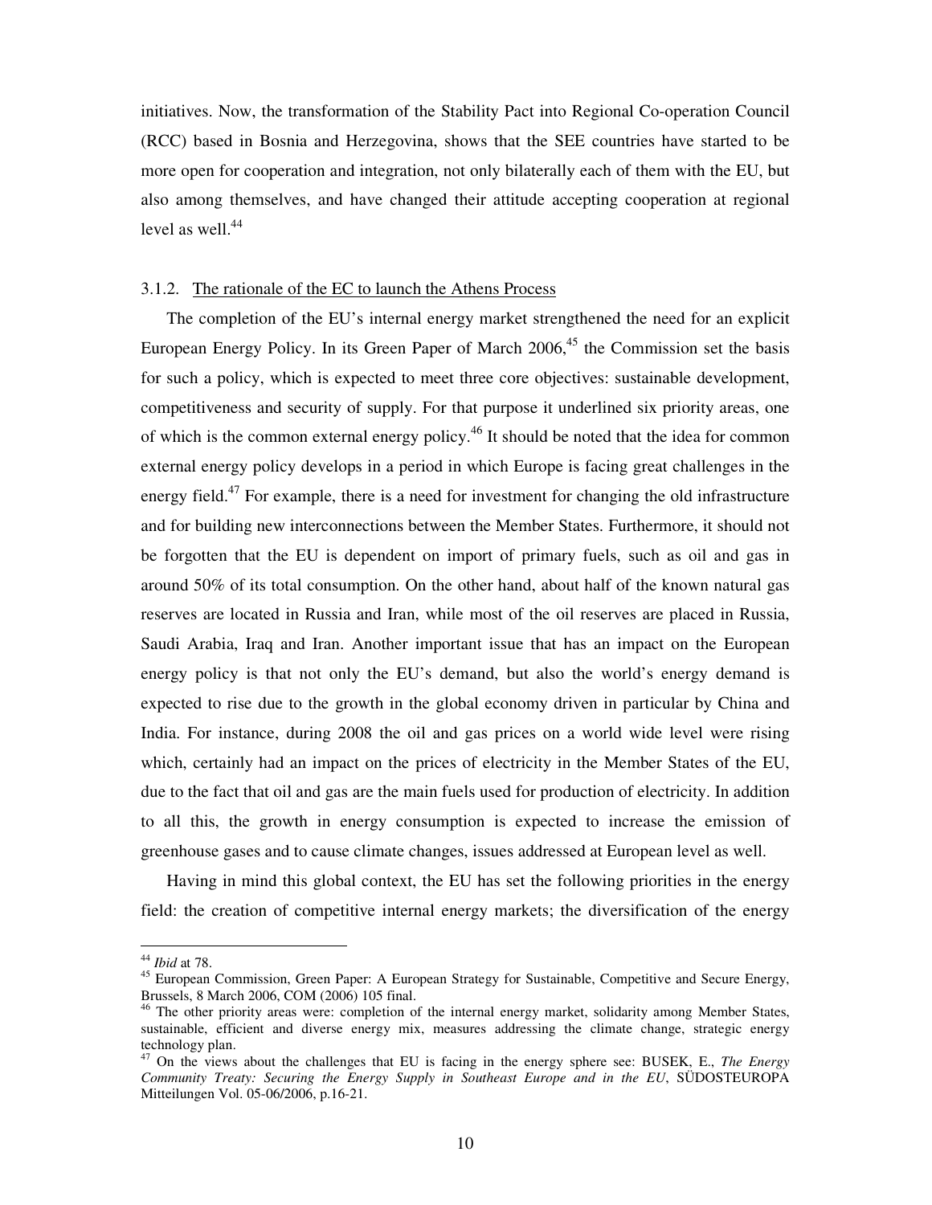initiatives. Now, the transformation of the Stability Pact into Regional Co-operation Council (RCC) based in Bosnia and Herzegovina, shows that the SEE countries have started to be more open for cooperation and integration, not only bilaterally each of them with the EU, but also among themselves, and have changed their attitude accepting cooperation at regional level as well.[44]

### 3.1.2. The rationale of the EC to launch the Athens Process

The completion of the EU's internal energy market strengthened the need for an explicit European Energy Policy. In its Green Paper of March 2006,[45] the Commission set the basis for such a policy, which is expected to meet three core objectives: sustainable development, competitiveness and security of supply. For that purpose it underlined six priority areas, one of which is the common external energy policy.[46] It should be noted that the idea for common external energy policy develops in a period in which Europe is facing great challenges in the energy field.[47] For example, there is a need for investment for changing the old infrastructure and for building new interconnections between the Member States. Furthermore, it should not be forgotten that the EU is dependent on import of primary fuels, such as oil and gas in around 50% of its total consumption. On the other hand, about half of the known natural gas reserves are located in Russia and Iran, while most of the oil reserves are placed in Russia, Saudi Arabia, Iraq and Iran. Another important issue that has an impact on the European energy policy is that not only the EU's demand, but also the world's energy demand is expected to rise due to the growth in the global economy driven in particular by China and India. For instance, during 2008 the oil and gas prices on a world wide level were rising which, certainly had an impact on the prices of electricity in the Member States of the EU, due to the fact that oil and gas are the main fuels used for production of electricity. In addition to all this, the growth in energy consumption is expected to increase the emission of greenhouse gases and to cause climate changes, issues addressed at European level as well.

Having in mind this global context, the EU has set the following priorities in the energy field: the creation of competitive internal energy markets; the diversification of the energy

---

[44] *Ibid* at 78.

[45] European Commission, Green Paper: A European Strategy for Sustainable, Competitive and Secure Energy, Brussels, 8 March 2006, COM (2006) 105 final.

[46] The other priority areas were: completion of the internal energy market, solidarity among Member States, sustainable, efficient and diverse energy mix, measures addressing the climate change, strategic energy technology plan.

[47] On the views about the challenges that EU is facing in the energy sphere see: BUSEK, E., *The Energy Community Treaty: Securing the Energy Supply in Southeast Europe and in the EU*, SÜDOSTEUROPA Mitteilungen Vol. 05-06/2006, p.16-21.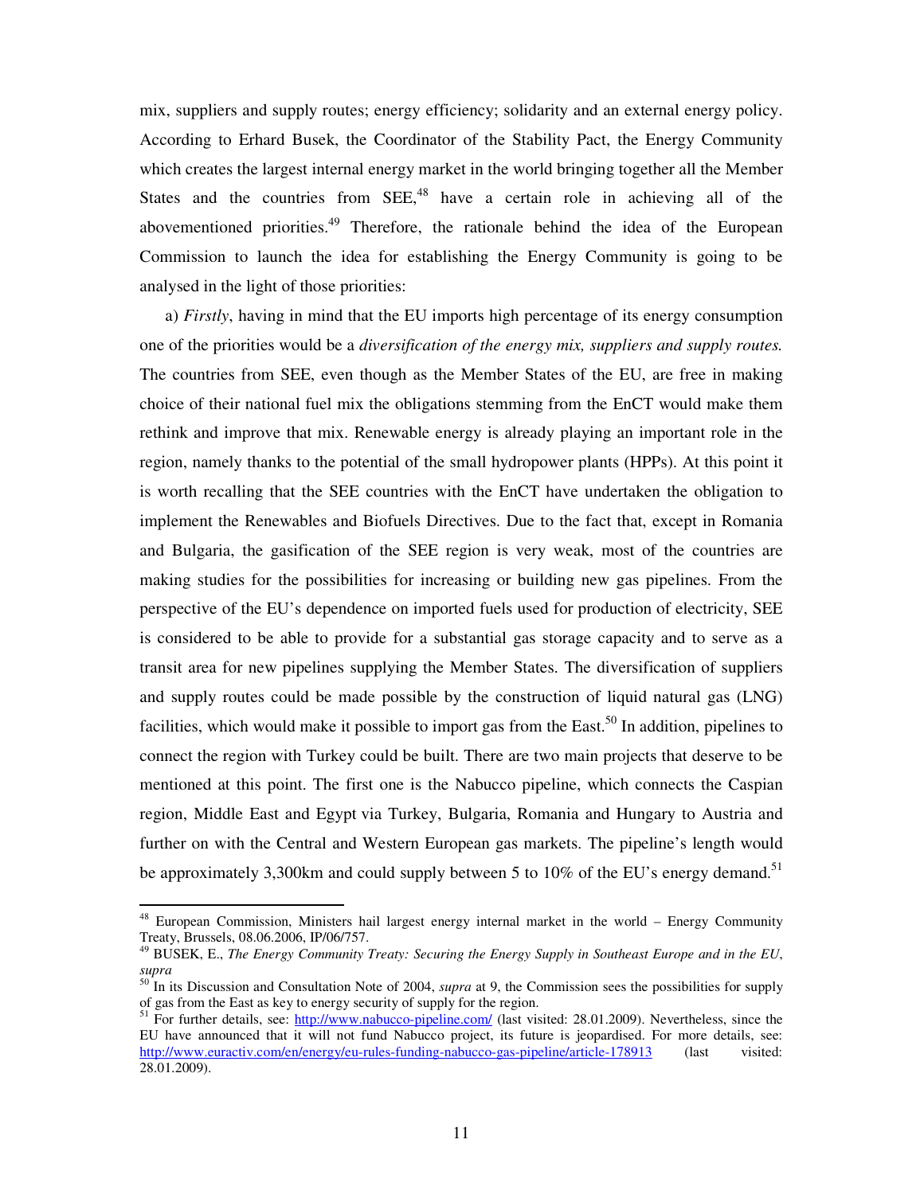mix, suppliers and supply routes; energy efficiency; solidarity and an external energy policy. According to Erhard Busek, the Coordinator of the Stability Pact, the Energy Community which creates the largest internal energy market in the world bringing together all the Member States and the countries from SEE,[48] have a certain role in achieving all of the abovementioned priorities.[49] Therefore, the rationale behind the idea of the European Commission to launch the idea for establishing the Energy Community is going to be analysed in the light of those priorities:

a) *Firstly*, having in mind that the EU imports high percentage of its energy consumption one of the priorities would be a *diversification of the energy mix, suppliers and supply routes.* The countries from SEE, even though as the Member States of the EU, are free in making choice of their national fuel mix the obligations stemming from the EnCT would make them rethink and improve that mix. Renewable energy is already playing an important role in the region, namely thanks to the potential of the small hydropower plants (HPPs). At this point it is worth recalling that the SEE countries with the EnCT have undertaken the obligation to implement the Renewables and Biofuels Directives. Due to the fact that, except in Romania and Bulgaria, the gasification of the SEE region is very weak, most of the countries are making studies for the possibilities for increasing or building new gas pipelines. From the perspective of the EU's dependence on imported fuels used for production of electricity, SEE is considered to be able to provide for a substantial gas storage capacity and to serve as a transit area for new pipelines supplying the Member States. The diversification of suppliers and supply routes could be made possible by the construction of liquid natural gas (LNG) facilities, which would make it possible to import gas from the East.[50] In addition, pipelines to connect the region with Turkey could be built. There are two main projects that deserve to be mentioned at this point. The first one is the Nabucco pipeline, which connects the Caspian region, Middle East and Egypt via Turkey, Bulgaria, Romania and Hungary to Austria and further on with the Central and Western European gas markets. The pipeline's length would be approximately 3,300km and could supply between 5 to 10% of the EU's energy demand.[51]

---

[48] European Commission, Ministers hail largest energy internal market in the world – Energy Community Treaty, Brussels, 08.06.2006, IP/06/757.

[49] BUSEK, E., *The Energy Community Treaty: Securing the Energy Supply in Southeast Europe and in the EU*, *supra*

[50] In its Discussion and Consultation Note of 2004, *supra* at 9, the Commission sees the possibilities for supply of gas from the East as key to energy security of supply for the region.

[51] For further details, see: http://www.nabucco-pipeline.com/ (last visited: 28.01.2009). Nevertheless, since the EU have announced that it will not fund Nabucco project, its future is jeopardised. For more details, see: http://www.euractiv.com/en/energy/eu-rules-funding-nabucco-gas-pipeline/article-178913 (last visited: 28.01.2009).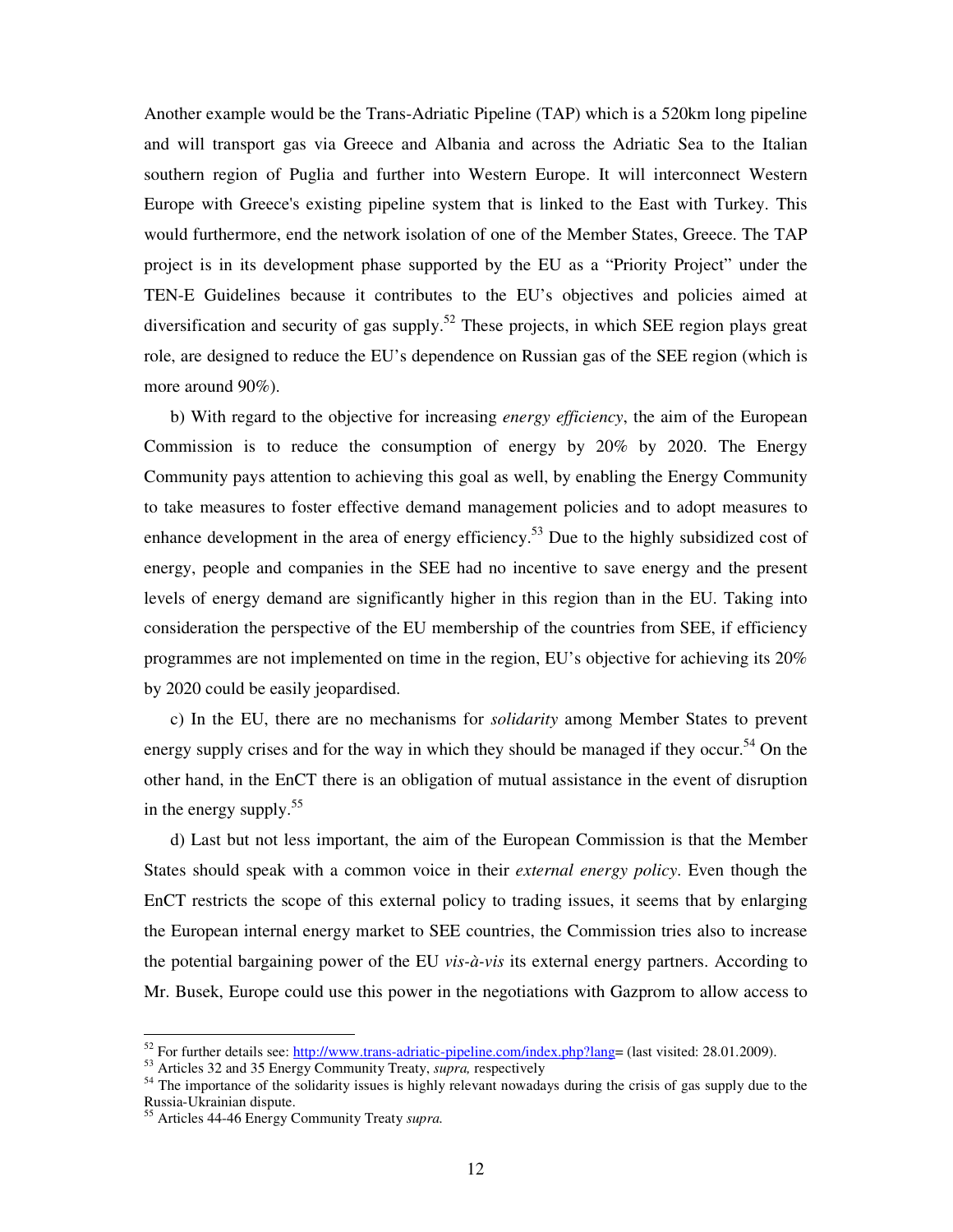Another example would be the Trans-Adriatic Pipeline (TAP) which is a 520km long pipeline and will transport gas via Greece and Albania and across the Adriatic Sea to the Italian southern region of Puglia and further into Western Europe. It will interconnect Western Europe with Greece's existing pipeline system that is linked to the East with Turkey. This would furthermore, end the network isolation of one of the Member States, Greece. The TAP project is in its development phase supported by the EU as a "Priority Project" under the TEN-E Guidelines because it contributes to the EU's objectives and policies aimed at diversification and security of gas supply.[52] These projects, in which SEE region plays great role, are designed to reduce the EU's dependence on Russian gas of the SEE region (which is more around 90%).

b) With regard to the objective for increasing *energy efficiency*, the aim of the European Commission is to reduce the consumption of energy by 20% by 2020. The Energy Community pays attention to achieving this goal as well, by enabling the Energy Community to take measures to foster effective demand management policies and to adopt measures to enhance development in the area of energy efficiency.[53] Due to the highly subsidized cost of energy, people and companies in the SEE had no incentive to save energy and the present levels of energy demand are significantly higher in this region than in the EU. Taking into consideration the perspective of the EU membership of the countries from SEE, if efficiency programmes are not implemented on time in the region, EU's objective for achieving its 20% by 2020 could be easily jeopardised.

c) In the EU, there are no mechanisms for *solidarity* among Member States to prevent energy supply crises and for the way in which they should be managed if they occur.[54] On the other hand, in the EnCT there is an obligation of mutual assistance in the event of disruption in the energy supply.[55]

d) Last but not less important, the aim of the European Commission is that the Member States should speak with a common voice in their *external energy policy*. Even though the EnCT restricts the scope of this external policy to trading issues, it seems that by enlarging the European internal energy market to SEE countries, the Commission tries also to increase the potential bargaining power of the EU *vis-à-vis* its external energy partners. According to Mr. Busek, Europe could use this power in the negotiations with Gazprom to allow access to

---

[52] For further details see: http://www.trans-adriatic-pipeline.com/index.php?lang= (last visited: 28.01.2009).

[53] Articles 32 and 35 Energy Community Treaty, *supra,* respectively

[54] The importance of the solidarity issues is highly relevant nowadays during the crisis of gas supply due to the Russia-Ukrainian dispute.

[55] Articles 44-46 Energy Community Treaty *supra.*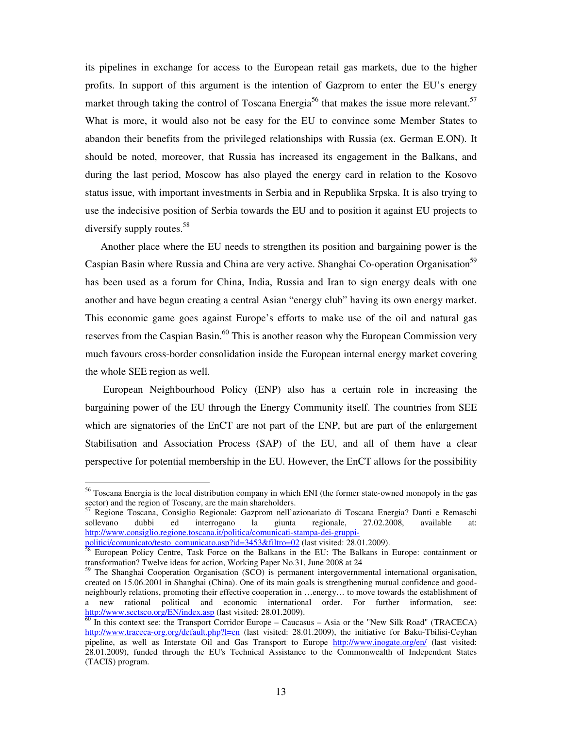its pipelines in exchange for access to the European retail gas markets, due to the higher profits. In support of this argument is the intention of Gazprom to enter the EU's energy market through taking the control of Toscana Energia[56] that makes the issue more relevant.[57] What is more, it would also not be easy for the EU to convince some Member States to abandon their benefits from the privileged relationships with Russia (ex. German E.ON). It should be noted, moreover, that Russia has increased its engagement in the Balkans, and during the last period, Moscow has also played the energy card in relation to the Kosovo status issue, with important investments in Serbia and in Republika Srpska. It is also trying to use the indecisive position of Serbia towards the EU and to position it against EU projects to diversify supply routes.[58]

Another place where the EU needs to strengthen its position and bargaining power is the Caspian Basin where Russia and China are very active. Shanghai Co-operation Organisation[59] has been used as a forum for China, India, Russia and Iran to sign energy deals with one another and have begun creating a central Asian "energy club" having its own energy market. This economic game goes against Europe's efforts to make use of the oil and natural gas reserves from the Caspian Basin.[60] This is another reason why the European Commission very much favours cross-border consolidation inside the European internal energy market covering the whole SEE region as well.

European Neighbourhood Policy (ENP) also has a certain role in increasing the bargaining power of the EU through the Energy Community itself. The countries from SEE which are signatories of the EnCT are not part of the ENP, but are part of the enlargement Stabilisation and Association Process (SAP) of the EU, and all of them have a clear perspective for potential membership in the EU. However, the EnCT allows for the possibility

---

[56] Toscana Energia is the local distribution company in which ENI (the former state-owned monopoly in the gas sector) and the region of Toscany, are the main shareholders.

[57] Regione Toscana, Consiglio Regionale: Gazprom nell'azionariato di Toscana Energia? Danti e Remaschi sollevano dubbi ed interrogano la giunta regionale, 27.02.2008, available at: http://www.consiglio.regione.toscana.it/politica/comunicati-stampa-dei-gruppi-politici/comunicato/testo_comunicato.asp?id=3453&filtro=02 (last visited: 28.01.2009).

[58] European Policy Centre, Task Force on the Balkans in the EU: The Balkans in Europe: containment or transformation? Twelve ideas for action, Working Paper No.31, June 2008 at 24

[59] The Shanghai Cooperation Organisation (SCO) is permanent intergovernmental international organisation, created on 15.06.2001 in Shanghai (China). One of its main goals is strengthening mutual confidence and good-neighbourly relations, promoting their effective cooperation in …energy… to move towards the establishment of a new rational political and economic international order. For further information, see: http://www.sectsco.org/EN/index.asp (last visited: 28.01.2009).

[60] In this context see: the Transport Corridor Europe – Caucasus – Asia or the "New Silk Road" (TRACECA) http://www.traceca-org.org/default.php?l=en (last visited: 28.01.2009), the initiative for Baku-Tbilisi-Ceyhan pipeline, as well as Interstate Oil and Gas Transport to Europe http://www.inogate.org/en/ (last visited: 28.01.2009), funded through the EU's Technical Assistance to the Commonwealth of Independent States (TACIS) program.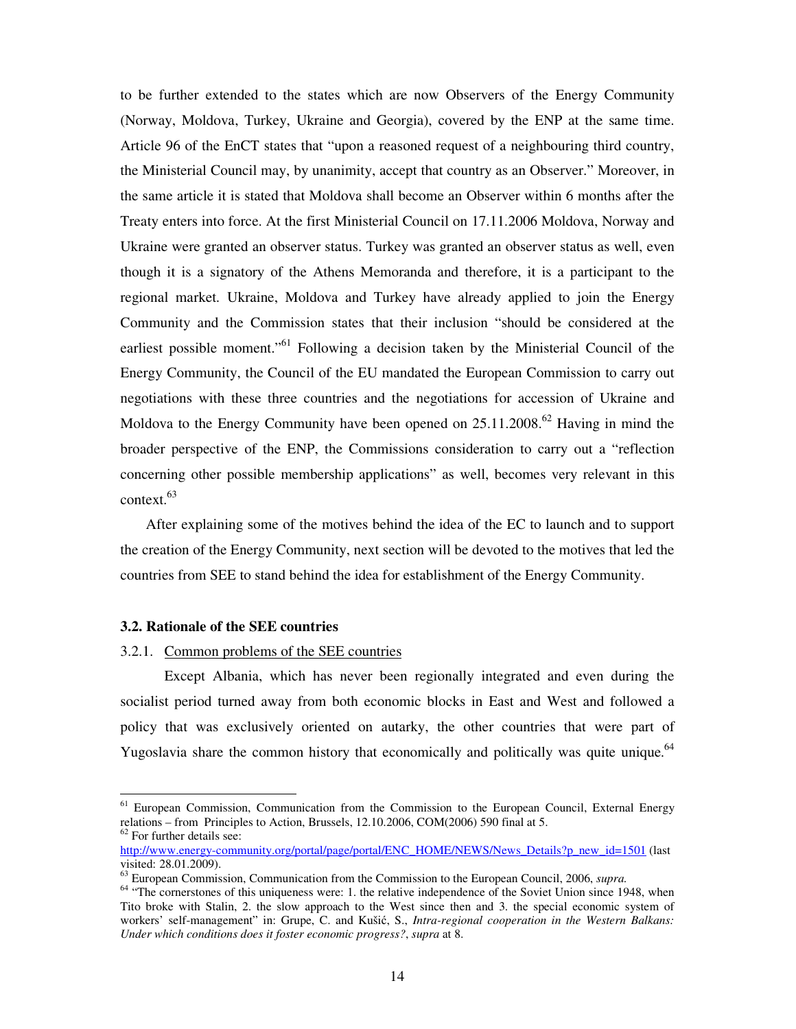to be further extended to the states which are now Observers of the Energy Community (Norway, Moldova, Turkey, Ukraine and Georgia), covered by the ENP at the same time. Article 96 of the EnCT states that "upon a reasoned request of a neighbouring third country, the Ministerial Council may, by unanimity, accept that country as an Observer." Moreover, in the same article it is stated that Moldova shall become an Observer within 6 months after the Treaty enters into force. At the first Ministerial Council on 17.11.2006 Moldova, Norway and Ukraine were granted an observer status. Turkey was granted an observer status as well, even though it is a signatory of the Athens Memoranda and therefore, it is a participant to the regional market. Ukraine, Moldova and Turkey have already applied to join the Energy Community and the Commission states that their inclusion "should be considered at the earliest possible moment."[61] Following a decision taken by the Ministerial Council of the Energy Community, the Council of the EU mandated the European Commission to carry out negotiations with these three countries and the negotiations for accession of Ukraine and Moldova to the Energy Community have been opened on 25.11.2008.[62] Having in mind the broader perspective of the ENP, the Commissions consideration to carry out a "reflection concerning other possible membership applications" as well, becomes very relevant in this context.[63]

After explaining some of the motives behind the idea of the EC to launch and to support the creation of the Energy Community, next section will be devoted to the motives that led the countries from SEE to stand behind the idea for establishment of the Energy Community.

### 3.2. Rationale of the SEE countries

#### 3.2.1. Common problems of the SEE countries

Except Albania, which has never been regionally integrated and even during the socialist period turned away from both economic blocks in East and West and followed a policy that was exclusively oriented on autarky, the other countries that were part of Yugoslavia share the common history that economically and politically was quite unique.[64]

---

[61] European Commission, Communication from the Commission to the European Council, External Energy relations – from Principles to Action, Brussels, 12.10.2006, COM(2006) 590 final at 5.

[62] For further details see: http://www.energy-community.org/portal/page/portal/ENC_HOME/NEWS/News_Details?p_new_id=1501 (last visited: 28.01.2009).

[63] European Commission, Communication from the Commission to the European Council, 2006, *supra.*

[64] "The cornerstones of this uniqueness were: 1. the relative independence of the Soviet Union since 1948, when Tito broke with Stalin, 2. the slow approach to the West since then and 3. the special economic system of workers' self-management" in: Grupe, C. and Kušić, S., *Intra-regional cooperation in the Western Balkans: Under which conditions does it foster economic progress?*, *supra* at 8.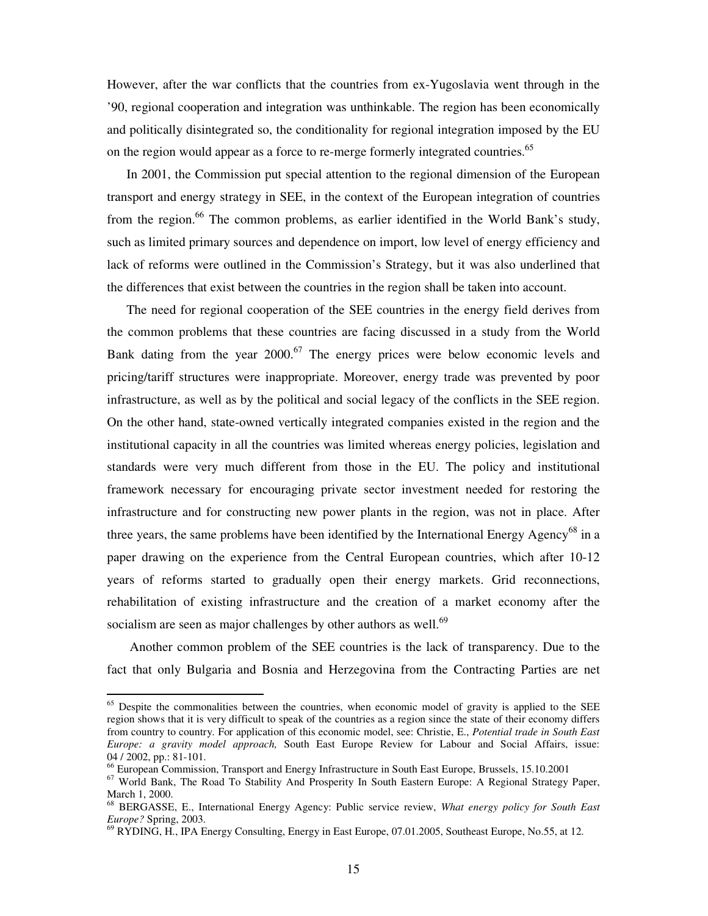However, after the war conflicts that the countries from ex-Yugoslavia went through in the '90, regional cooperation and integration was unthinkable. The region has been economically and politically disintegrated so, the conditionality for regional integration imposed by the EU on the region would appear as a force to re-merge formerly integrated countries.[65]

In 2001, the Commission put special attention to the regional dimension of the European transport and energy strategy in SEE, in the context of the European integration of countries from the region.[66] The common problems, as earlier identified in the World Bank's study, such as limited primary sources and dependence on import, low level of energy efficiency and lack of reforms were outlined in the Commission's Strategy, but it was also underlined that the differences that exist between the countries in the region shall be taken into account.

The need for regional cooperation of the SEE countries in the energy field derives from the common problems that these countries are facing discussed in a study from the World Bank dating from the year 2000.[67] The energy prices were below economic levels and pricing/tariff structures were inappropriate. Moreover, energy trade was prevented by poor infrastructure, as well as by the political and social legacy of the conflicts in the SEE region. On the other hand, state-owned vertically integrated companies existed in the region and the institutional capacity in all the countries was limited whereas energy policies, legislation and standards were very much different from those in the EU. The policy and institutional framework necessary for encouraging private sector investment needed for restoring the infrastructure and for constructing new power plants in the region, was not in place. After three years, the same problems have been identified by the International Energy Agency[68] in a paper drawing on the experience from the Central European countries, which after 10-12 years of reforms started to gradually open their energy markets. Grid reconnections, rehabilitation of existing infrastructure and the creation of a market economy after the socialism are seen as major challenges by other authors as well.[69]

Another common problem of the SEE countries is the lack of transparency. Due to the fact that only Bulgaria and Bosnia and Herzegovina from the Contracting Parties are net

---

[65] Despite the commonalities between the countries, when economic model of gravity is applied to the SEE region shows that it is very difficult to speak of the countries as a region since the state of their economy differs from country to country. For application of this economic model, see: Christie, E., *Potential trade in South East Europe: a gravity model approach,* South East Europe Review for Labour and Social Affairs, issue: 04 / 2002, pp.: 81-101.

[66] European Commission, Transport and Energy Infrastructure in South East Europe, Brussels, 15.10.2001

[67] World Bank, The Road To Stability And Prosperity In South Eastern Europe: A Regional Strategy Paper, March 1, 2000.

[68] BERGASSE, E., International Energy Agency: Public service review, *What energy policy for South East Europe?* Spring, 2003.

[69] RYDING, H., IPA Energy Consulting, Energy in East Europe, 07.01.2005, Southeast Europe, No.55, at 12.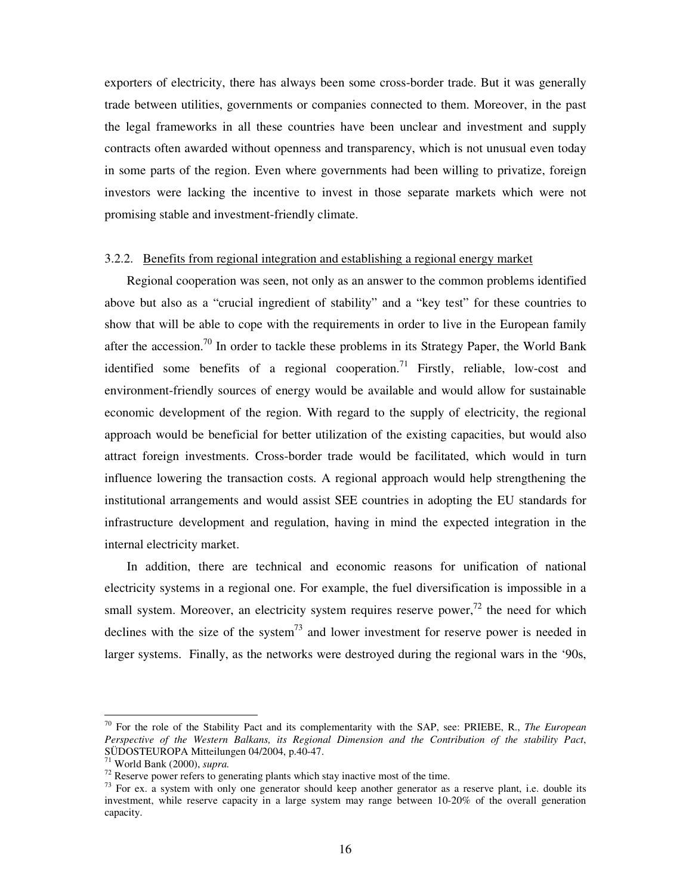exporters of electricity, there has always been some cross-border trade. But it was generally trade between utilities, governments or companies connected to them. Moreover, in the past the legal frameworks in all these countries have been unclear and investment and supply contracts often awarded without openness and transparency, which is not unusual even today in some parts of the region. Even where governments had been willing to privatize, foreign investors were lacking the incentive to invest in those separate markets which were not promising stable and investment-friendly climate.

### 3.2.2. Benefits from regional integration and establishing a regional energy market

Regional cooperation was seen, not only as an answer to the common problems identified above but also as a "crucial ingredient of stability" and a "key test" for these countries to show that will be able to cope with the requirements in order to live in the European family after the accession.[70] In order to tackle these problems in its Strategy Paper, the World Bank identified some benefits of a regional cooperation.[71] Firstly, reliable, low-cost and environment-friendly sources of energy would be available and would allow for sustainable economic development of the region. With regard to the supply of electricity, the regional approach would be beneficial for better utilization of the existing capacities, but would also attract foreign investments. Cross-border trade would be facilitated, which would in turn influence lowering the transaction costs. A regional approach would help strengthening the institutional arrangements and would assist SEE countries in adopting the EU standards for infrastructure development and regulation, having in mind the expected integration in the internal electricity market.

In addition, there are technical and economic reasons for unification of national electricity systems in a regional one. For example, the fuel diversification is impossible in a small system. Moreover, an electricity system requires reserve power,[72] the need for which declines with the size of the system[73] and lower investment for reserve power is needed in larger systems. Finally, as the networks were destroyed during the regional wars in the '90s,

---

[70] For the role of the Stability Pact and its complementarity with the SAP, see: PRIEBE, R., *The European Perspective of the Western Balkans, its Regional Dimension and the Contribution of the stability Pact*, SÜDOSTEUROPA Mitteilungen 04/2004, p.40-47.

[71] World Bank (2000), *supra.*

[72] Reserve power refers to generating plants which stay inactive most of the time.

[73] For ex. a system with only one generator should keep another generator as a reserve plant, i.e. double its investment, while reserve capacity in a large system may range between 10-20% of the overall generation capacity.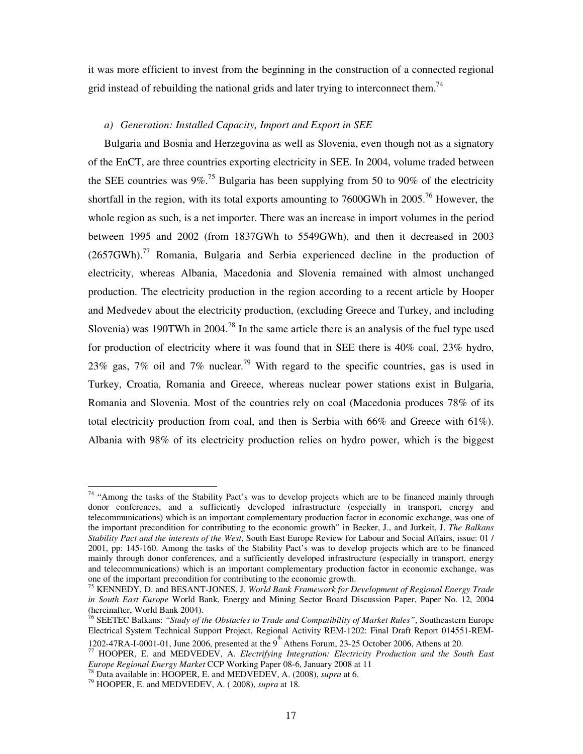it was more efficient to invest from the beginning in the construction of a connected regional grid instead of rebuilding the national grids and later trying to interconnect them.[74]

*a) Generation: Installed Capacity, Import and Export in SEE*

Bulgaria and Bosnia and Herzegovina as well as Slovenia, even though not as a signatory of the EnCT, are three countries exporting electricity in SEE. In 2004, volume traded between the SEE countries was 9%.[75] Bulgaria has been supplying from 50 to 90% of the electricity shortfall in the region, with its total exports amounting to 7600GWh in 2005.[76] However, the whole region as such, is a net importer. There was an increase in import volumes in the period between 1995 and 2002 (from 1837GWh to 5549GWh), and then it decreased in 2003 (2657GWh).[77] Romania, Bulgaria and Serbia experienced decline in the production of electricity, whereas Albania, Macedonia and Slovenia remained with almost unchanged production. The electricity production in the region according to a recent article by Hooper and Medvedev about the electricity production, (excluding Greece and Turkey, and including Slovenia) was 190TWh in 2004.[78] In the same article there is an analysis of the fuel type used for production of electricity where it was found that in SEE there is 40% coal, 23% hydro, 23% gas, 7% oil and 7% nuclear.[79] With regard to the specific countries, gas is used in Turkey, Croatia, Romania and Greece, whereas nuclear power stations exist in Bulgaria, Romania and Slovenia. Most of the countries rely on coal (Macedonia produces 78% of its total electricity production from coal, and then is Serbia with 66% and Greece with 61%). Albania with 98% of its electricity production relies on hydro power, which is the biggest

---

[74] "Among the tasks of the Stability Pact's was to develop projects which are to be financed mainly through donor conferences, and a sufficiently developed infrastructure (especially in transport, energy and telecommunications) which is an important complementary production factor in economic exchange, was one of the important precondition for contributing to the economic growth" in Becker, J., and Jurkeit, J. *The Balkans Stability Pact and the interests of the West*, South East Europe Review for Labour and Social Affairs, issue: 01 / 2001, pp: 145-160. Among the tasks of the Stability Pact's was to develop projects which are to be financed mainly through donor conferences, and a sufficiently developed infrastructure (especially in transport, energy and telecommunications) which is an important complementary production factor in economic exchange, was one of the important precondition for contributing to the economic growth.

[75] KENNEDY, D. and BESANT-JONES, J. *World Bank Framework for Development of Regional Energy Trade in South East Europe* World Bank, Energy and Mining Sector Board Discussion Paper, Paper No. 12, 2004 (hereinafter, World Bank 2004).

[76] SEETEC Balkans: *"Study of the Obstacles to Trade and Compatibility of Market Rules"*, Southeastern Europe Electrical System Technical Support Project, Regional Activity REM-1202: Final Draft Report 014551-REM-1202-47RA-I-0001-01, June 2006, presented at the 9th Athens Forum, 23-25 October 2006, Athens at 20.

[77] HOOPER, E. and MEDVEDEV, A. *Electrifying Integration: Electricity Production and the South East Europe Regional Energy Market* CCP Working Paper 08-6, January 2008 at 11

[78] Data available in: HOOPER, E. and MEDVEDEV, A. (2008), *supra* at 6.

[79] HOOPER, E. and MEDVEDEV, A. ( 2008), *supra* at 18.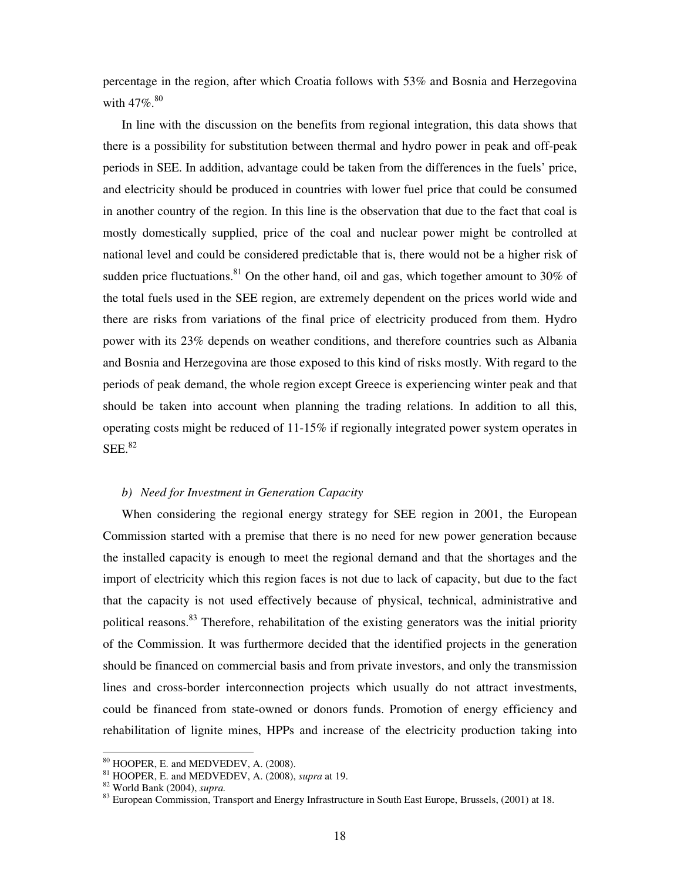percentage in the region, after which Croatia follows with 53% and Bosnia and Herzegovina with 47%.[80]

In line with the discussion on the benefits from regional integration, this data shows that there is a possibility for substitution between thermal and hydro power in peak and off-peak periods in SEE. In addition, advantage could be taken from the differences in the fuels' price, and electricity should be produced in countries with lower fuel price that could be consumed in another country of the region. In this line is the observation that due to the fact that coal is mostly domestically supplied, price of the coal and nuclear power might be controlled at national level and could be considered predictable that is, there would not be a higher risk of sudden price fluctuations.[81] On the other hand, oil and gas, which together amount to 30% of the total fuels used in the SEE region, are extremely dependent on the prices world wide and there are risks from variations of the final price of electricity produced from them. Hydro power with its 23% depends on weather conditions, and therefore countries such as Albania and Bosnia and Herzegovina are those exposed to this kind of risks mostly. With regard to the periods of peak demand, the whole region except Greece is experiencing winter peak and that should be taken into account when planning the trading relations. In addition to all this, operating costs might be reduced of 11-15% if regionally integrated power system operates in SEE.[82]

### *b) Need for Investment in Generation Capacity*

When considering the regional energy strategy for SEE region in 2001, the European Commission started with a premise that there is no need for new power generation because the installed capacity is enough to meet the regional demand and that the shortages and the import of electricity which this region faces is not due to lack of capacity, but due to the fact that the capacity is not used effectively because of physical, technical, administrative and political reasons.[83] Therefore, rehabilitation of the existing generators was the initial priority of the Commission. It was furthermore decided that the identified projects in the generation should be financed on commercial basis and from private investors, and only the transmission lines and cross-border interconnection projects which usually do not attract investments, could be financed from state-owned or donors funds. Promotion of energy efficiency and rehabilitation of lignite mines, HPPs and increase of the electricity production taking into

---

[80] HOOPER, E. and MEDVEDEV, A. (2008).

[81] HOOPER, E. and MEDVEDEV, A. (2008), *supra* at 19.

[82] World Bank (2004), *supra.*

[83] European Commission, Transport and Energy Infrastructure in South East Europe, Brussels, (2001) at 18.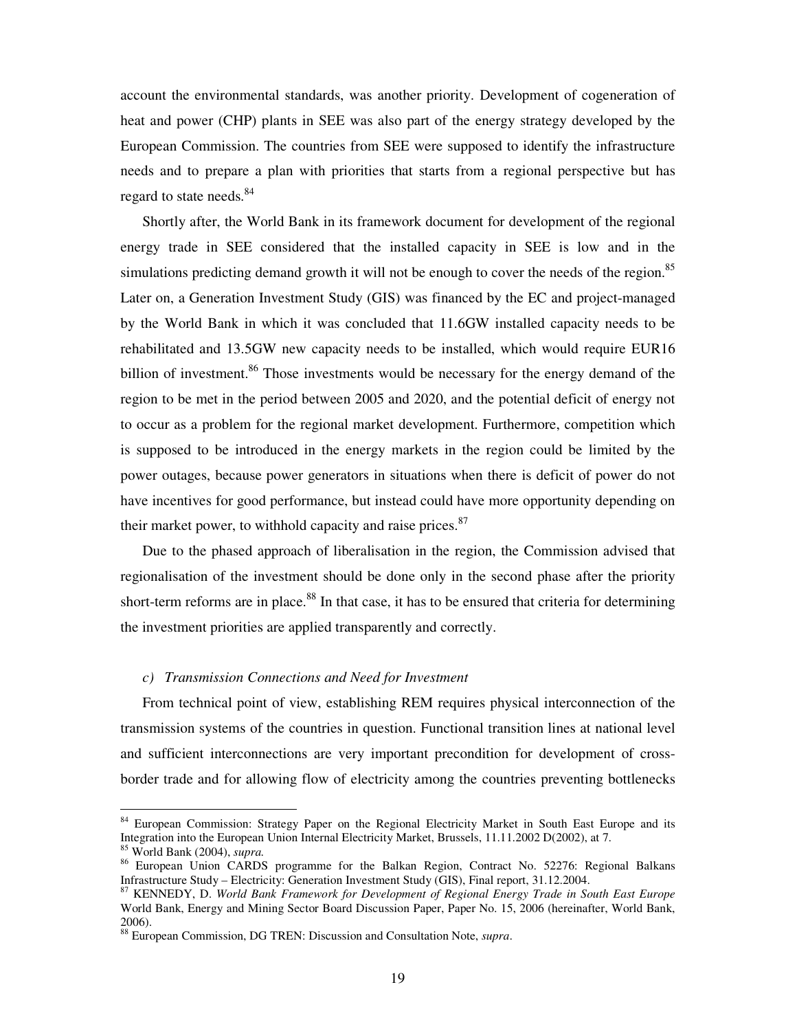account the environmental standards, was another priority. Development of cogeneration of heat and power (CHP) plants in SEE was also part of the energy strategy developed by the European Commission. The countries from SEE were supposed to identify the infrastructure needs and to prepare a plan with priorities that starts from a regional perspective but has regard to state needs.[84]

Shortly after, the World Bank in its framework document for development of the regional energy trade in SEE considered that the installed capacity in SEE is low and in the simulations predicting demand growth it will not be enough to cover the needs of the region.[85] Later on, a Generation Investment Study (GIS) was financed by the EC and project-managed by the World Bank in which it was concluded that 11.6GW installed capacity needs to be rehabilitated and 13.5GW new capacity needs to be installed, which would require EUR16 billion of investment.[86] Those investments would be necessary for the energy demand of the region to be met in the period between 2005 and 2020, and the potential deficit of energy not to occur as a problem for the regional market development. Furthermore, competition which is supposed to be introduced in the energy markets in the region could be limited by the power outages, because power generators in situations when there is deficit of power do not have incentives for good performance, but instead could have more opportunity depending on their market power, to withhold capacity and raise prices.[87]

Due to the phased approach of liberalisation in the region, the Commission advised that regionalisation of the investment should be done only in the second phase after the priority short-term reforms are in place.[88] In that case, it has to be ensured that criteria for determining the investment priorities are applied transparently and correctly.

*c) Transmission Connections and Need for Investment*

From technical point of view, establishing REM requires physical interconnection of the transmission systems of the countries in question. Functional transition lines at national level and sufficient interconnections are very important precondition for development of cross-border trade and for allowing flow of electricity among the countries preventing bottlenecks

---

[84] European Commission: Strategy Paper on the Regional Electricity Market in South East Europe and its Integration into the European Union Internal Electricity Market, Brussels, 11.11.2002 D(2002), at 7.

[85] World Bank (2004), *supra.*

[86] European Union CARDS programme for the Balkan Region, Contract No. 52276: Regional Balkans Infrastructure Study – Electricity: Generation Investment Study (GIS), Final report, 31.12.2004.

[87] KENNEDY, D. *World Bank Framework for Development of Regional Energy Trade in South East Europe* World Bank, Energy and Mining Sector Board Discussion Paper, Paper No. 15, 2006 (hereinafter, World Bank, 2006).

[88] European Commission, DG TREN: Discussion and Consultation Note, *supra*.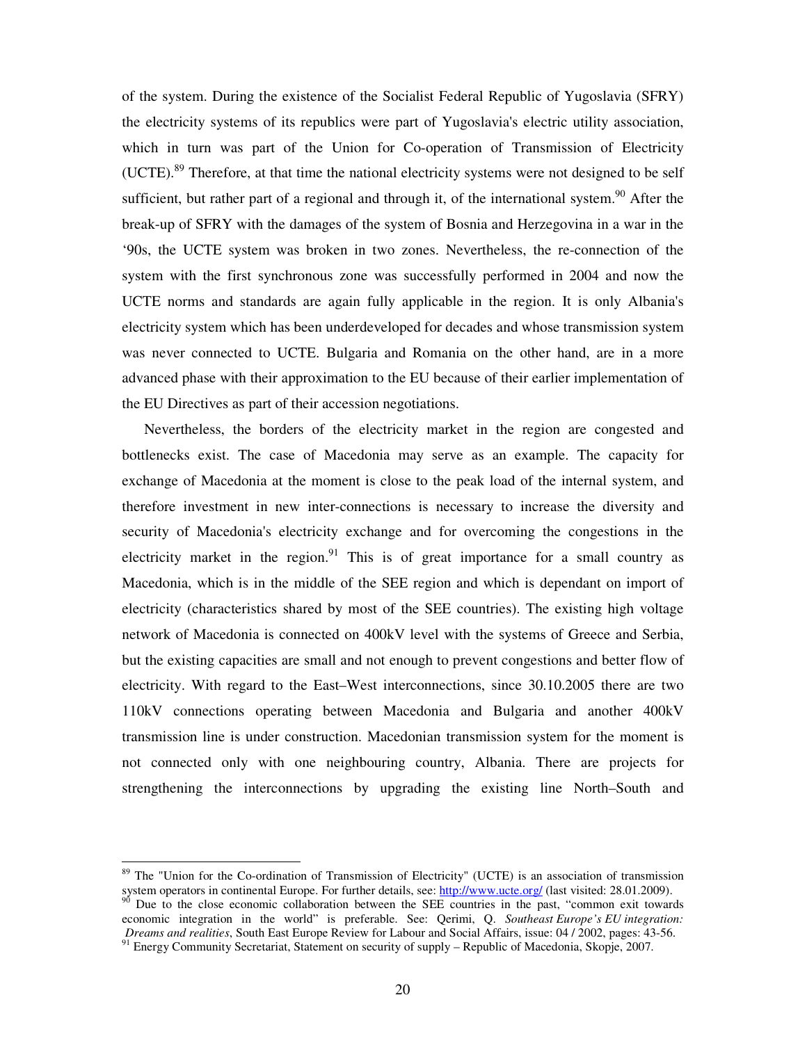of the system. During the existence of the Socialist Federal Republic of Yugoslavia (SFRY) the electricity systems of its republics were part of Yugoslavia's electric utility association, which in turn was part of the Union for Co-operation of Transmission of Electricity (UCTE).[89] Therefore, at that time the national electricity systems were not designed to be self sufficient, but rather part of a regional and through it, of the international system.[90] After the break-up of SFRY with the damages of the system of Bosnia and Herzegovina in a war in the '90s, the UCTE system was broken in two zones. Nevertheless, the re-connection of the system with the first synchronous zone was successfully performed in 2004 and now the UCTE norms and standards are again fully applicable in the region. It is only Albania's electricity system which has been underdeveloped for decades and whose transmission system was never connected to UCTE. Bulgaria and Romania on the other hand, are in a more advanced phase with their approximation to the EU because of their earlier implementation of the EU Directives as part of their accession negotiations.

Nevertheless, the borders of the electricity market in the region are congested and bottlenecks exist. The case of Macedonia may serve as an example. The capacity for exchange of Macedonia at the moment is close to the peak load of the internal system, and therefore investment in new inter-connections is necessary to increase the diversity and security of Macedonia's electricity exchange and for overcoming the congestions in the electricity market in the region.[91] This is of great importance for a small country as Macedonia, which is in the middle of the SEE region and which is dependant on import of electricity (characteristics shared by most of the SEE countries). The existing high voltage network of Macedonia is connected on 400kV level with the systems of Greece and Serbia, but the existing capacities are small and not enough to prevent congestions and better flow of electricity. With regard to the East–West interconnections, since 30.10.2005 there are two 110kV connections operating between Macedonia and Bulgaria and another 400kV transmission line is under construction. Macedonian transmission system for the moment is not connected only with one neighbouring country, Albania. There are projects for strengthening the interconnections by upgrading the existing line North–South and

---

[89] The "Union for the Co-ordination of Transmission of Electricity" (UCTE) is an association of transmission system operators in continental Europe. For further details, see: http://www.ucte.org/ (last visited: 28.01.2009).

[90] Due to the close economic collaboration between the SEE countries in the past, "common exit towards economic integration in the world" is preferable. See: Qerimi, Q. *Southeast Europe's EU integration: Dreams and realities*, South East Europe Review for Labour and Social Affairs, issue: 04 / 2002, pages: 43-56.

[91] Energy Community Secretariat, Statement on security of supply – Republic of Macedonia, Skopje, 2007.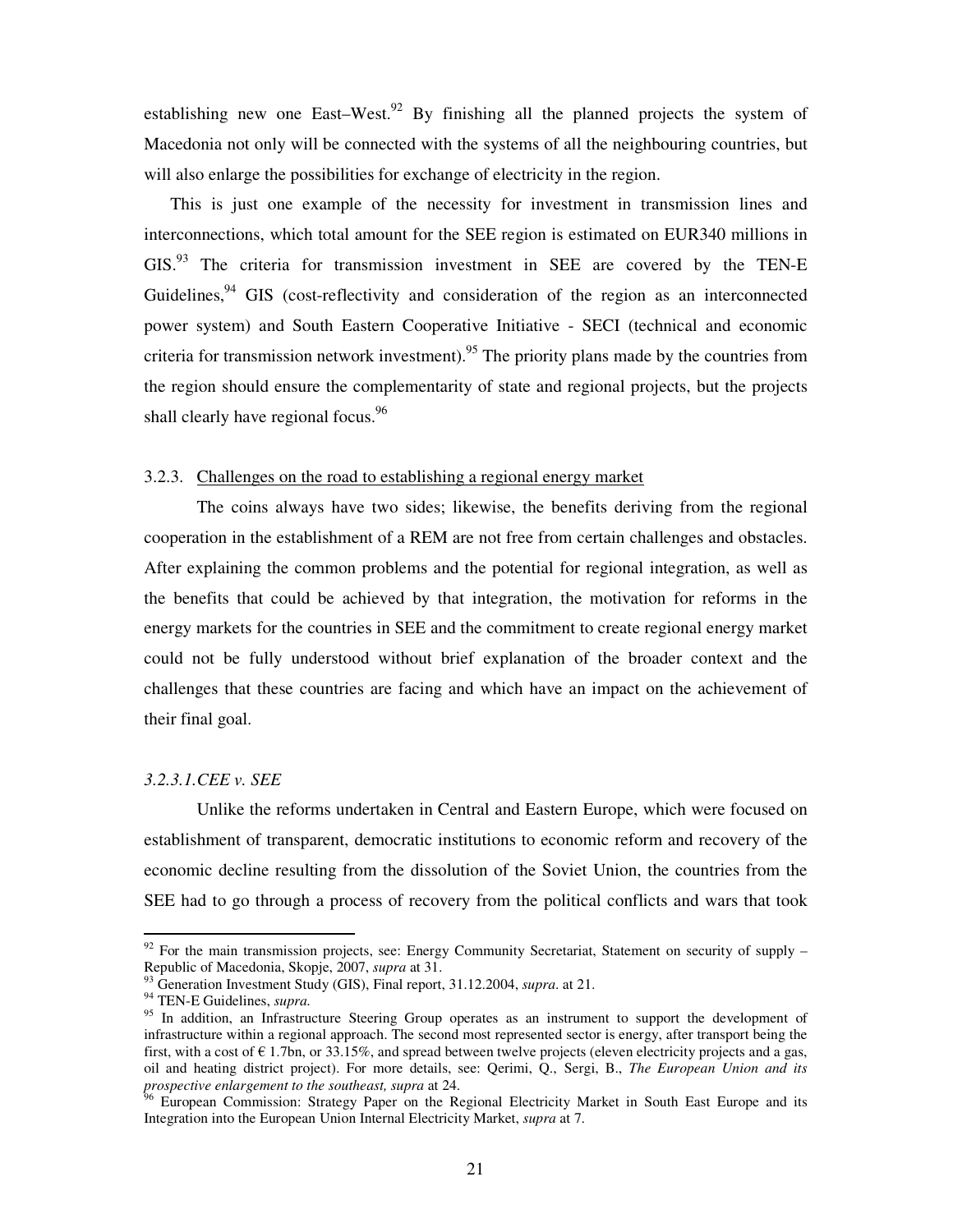establishing new one East–West.[92] By finishing all the planned projects the system of Macedonia not only will be connected with the systems of all the neighbouring countries, but will also enlarge the possibilities for exchange of electricity in the region.

This is just one example of the necessity for investment in transmission lines and interconnections, which total amount for the SEE region is estimated on EUR340 millions in GIS.[93] The criteria for transmission investment in SEE are covered by the TEN-E Guidelines,[94] GIS (cost-reflectivity and consideration of the region as an interconnected power system) and South Eastern Cooperative Initiative - SECI (technical and economic criteria for transmission network investment).[95] The priority plans made by the countries from the region should ensure the complementarity of state and regional projects, but the projects shall clearly have regional focus.[96]

### 3.2.3. Challenges on the road to establishing a regional energy market

The coins always have two sides; likewise, the benefits deriving from the regional cooperation in the establishment of a REM are not free from certain challenges and obstacles. After explaining the common problems and the potential for regional integration, as well as the benefits that could be achieved by that integration, the motivation for reforms in the energy markets for the countries in SEE and the commitment to create regional energy market could not be fully understood without brief explanation of the broader context and the challenges that these countries are facing and which have an impact on the achievement of their final goal.

#### *3.2.3.1. CEE v. SEE*

Unlike the reforms undertaken in Central and Eastern Europe, which were focused on establishment of transparent, democratic institutions to economic reform and recovery of the economic decline resulting from the dissolution of the Soviet Union, the countries from the SEE had to go through a process of recovery from the political conflicts and wars that took

---

[92] For the main transmission projects, see: Energy Community Secretariat, Statement on security of supply – Republic of Macedonia, Skopje, 2007, *supra* at 31.

[93] Generation Investment Study (GIS), Final report, 31.12.2004, *supra*. at 21.

[94] TEN-E Guidelines, *supra.*

[95] In addition, an Infrastructure Steering Group operates as an instrument to support the development of infrastructure within a regional approach. The second most represented sector is energy, after transport being the first, with a cost of € 1.7bn, or 33.15%, and spread between twelve projects (eleven electricity projects and a gas, oil and heating district project). For more details, see: Qerimi, Q., Sergi, B., *The European Union and its prospective enlargement to the southeast, supra* at 24.

[96] European Commission: Strategy Paper on the Regional Electricity Market in South East Europe and its Integration into the European Union Internal Electricity Market, *supra* at 7.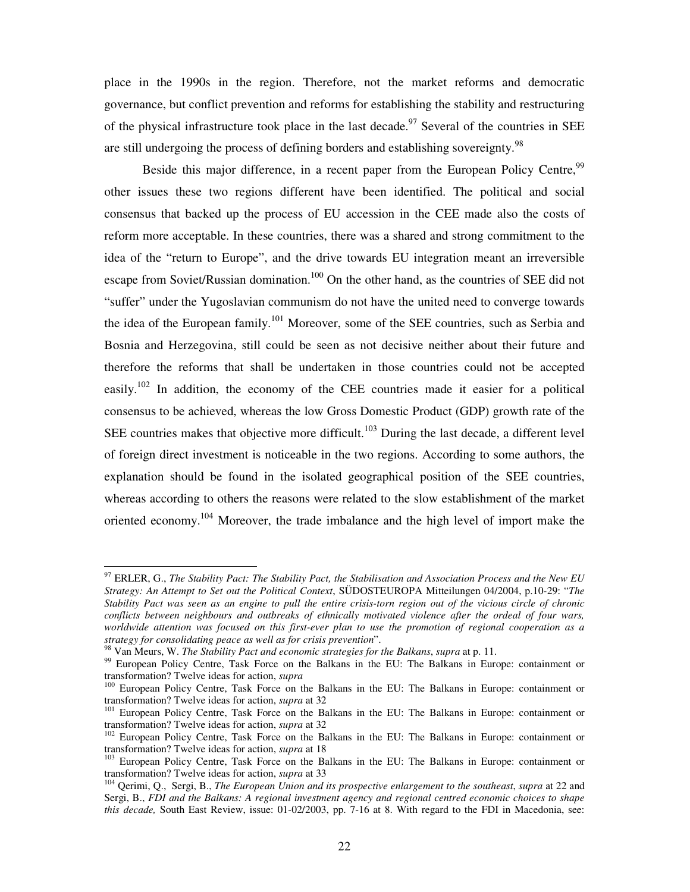place in the 1990s in the region. Therefore, not the market reforms and democratic governance, but conflict prevention and reforms for establishing the stability and restructuring of the physical infrastructure took place in the last decade.[97] Several of the countries in SEE are still undergoing the process of defining borders and establishing sovereignty.[98]

Beside this major difference, in a recent paper from the European Policy Centre,[99] other issues these two regions different have been identified. The political and social consensus that backed up the process of EU accession in the CEE made also the costs of reform more acceptable. In these countries, there was a shared and strong commitment to the idea of the "return to Europe", and the drive towards EU integration meant an irreversible escape from Soviet/Russian domination.[100] On the other hand, as the countries of SEE did not "suffer" under the Yugoslavian communism do not have the united need to converge towards the idea of the European family.[101] Moreover, some of the SEE countries, such as Serbia and Bosnia and Herzegovina, still could be seen as not decisive neither about their future and therefore the reforms that shall be undertaken in those countries could not be accepted easily.[102] In addition, the economy of the CEE countries made it easier for a political consensus to be achieved, whereas the low Gross Domestic Product (GDP) growth rate of the SEE countries makes that objective more difficult.[103] During the last decade, a different level of foreign direct investment is noticeable in the two regions. According to some authors, the explanation should be found in the isolated geographical position of the SEE countries, whereas according to others the reasons were related to the slow establishment of the market oriented economy.[104] Moreover, the trade imbalance and the high level of import make the

---

[97] ERLER, G., *The Stability Pact: The Stability Pact, the Stabilisation and Association Process and the New EU Strategy: An Attempt to Set out the Political Context*, SÜDOSTEUROPA Mitteilungen 04/2004, p.10-29: "*The Stability Pact was seen as an engine to pull the entire crisis-torn region out of the vicious circle of chronic conflicts between neighbours and outbreaks of ethnically motivated violence after the ordeal of four wars, worldwide attention was focused on this first-ever plan to use the promotion of regional cooperation as a strategy for consolidating peace as well as for crisis prevention*".

[98] Van Meurs, W. *The Stability Pact and economic strategies for the Balkans*, *supra* at p. 11.

[99] European Policy Centre, Task Force on the Balkans in the EU: The Balkans in Europe: containment or transformation? Twelve ideas for action, *supra*

[100] European Policy Centre, Task Force on the Balkans in the EU: The Balkans in Europe: containment or transformation? Twelve ideas for action, *supra* at 32

[101] European Policy Centre, Task Force on the Balkans in the EU: The Balkans in Europe: containment or transformation? Twelve ideas for action, *supra* at 32

[102] European Policy Centre, Task Force on the Balkans in the EU: The Balkans in Europe: containment or transformation? Twelve ideas for action, *supra* at 18

[103] European Policy Centre, Task Force on the Balkans in the EU: The Balkans in Europe: containment or transformation? Twelve ideas for action, *supra* at 33

[104] Qerimi, Q., Sergi, B., *The European Union and its prospective enlargement to the southeast*, *supra* at 22 and Sergi, B., *FDI and the Balkans: A regional investment agency and regional centred economic choices to shape this decade,* South East Review, issue: 01-02/2003, pp. 7-16 at 8. With regard to the FDI in Macedonia, see: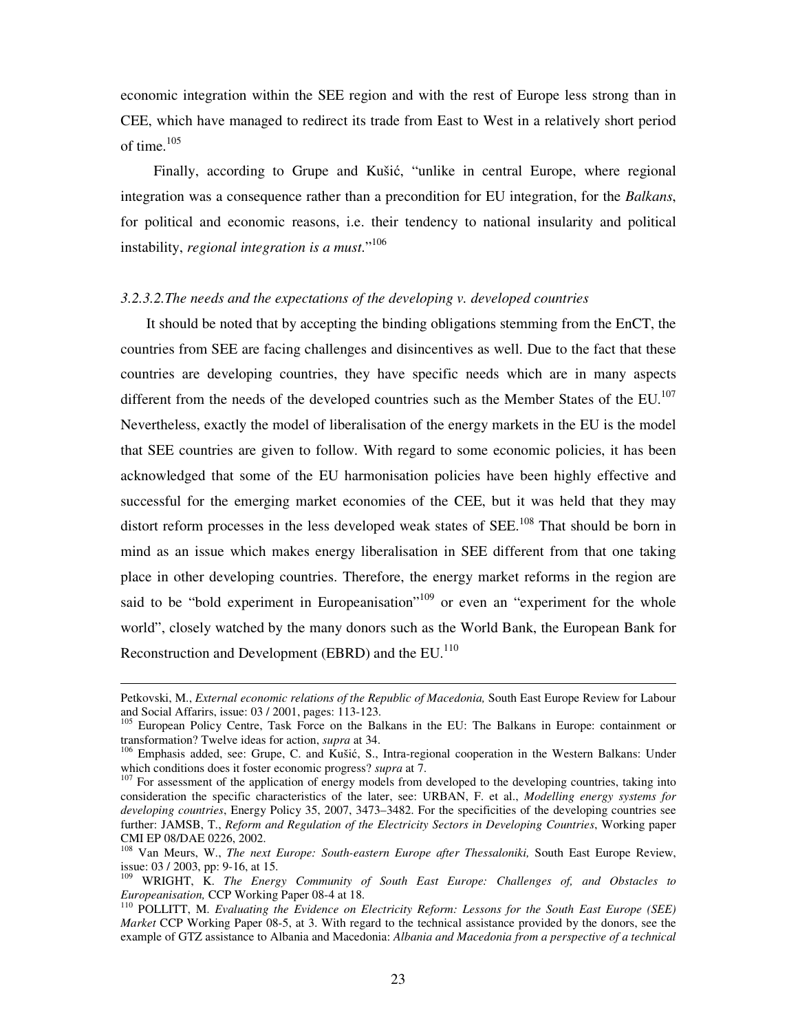economic integration within the SEE region and with the rest of Europe less strong than in CEE, which have managed to redirect its trade from East to West in a relatively short period of time.[105]

Finally, according to Grupe and Kušić, "unlike in central Europe, where regional integration was a consequence rather than a precondition for EU integration, for the *Balkans*, for political and economic reasons, i.e. their tendency to national insularity and political instability, *regional integration is a must.*"[106]

*3.2.3.2.The needs and the expectations of the developing v. developed countries*

It should be noted that by accepting the binding obligations stemming from the EnCT, the countries from SEE are facing challenges and disincentives as well. Due to the fact that these countries are developing countries, they have specific needs which are in many aspects different from the needs of the developed countries such as the Member States of the EU.[107] Nevertheless, exactly the model of liberalisation of the energy markets in the EU is the model that SEE countries are given to follow. With regard to some economic policies, it has been acknowledged that some of the EU harmonisation policies have been highly effective and successful for the emerging market economies of the CEE, but it was held that they may distort reform processes in the less developed weak states of SEE.[108] That should be born in mind as an issue which makes energy liberalisation in SEE different from that one taking place in other developing countries. Therefore, the energy market reforms in the region are said to be "bold experiment in Europeanisation"[109] or even an "experiment for the whole world", closely watched by the many donors such as the World Bank, the European Bank for Reconstruction and Development (EBRD) and the EU.[110]

---

Petkovski, M., *External economic relations of the Republic of Macedonia,* South East Europe Review for Labour and Social Affarirs, issue: 03 / 2001, pages: 113-123.

[105] European Policy Centre, Task Force on the Balkans in the EU: The Balkans in Europe: containment or transformation? Twelve ideas for action, *supra* at 34.

[106] Emphasis added, see: Grupe, C. and Kušić, S., Intra-regional cooperation in the Western Balkans: Under which conditions does it foster economic progress? *supra* at 7.

[107] For assessment of the application of energy models from developed to the developing countries, taking into consideration the specific characteristics of the later, see: URBAN, F. et al., *Modelling energy systems for developing countries*, Energy Policy 35, 2007, 3473–3482. For the specificities of the developing countries see further: JAMSB, T., *Reform and Regulation of the Electricity Sectors in Developing Countries*, Working paper CMI EP 08/DAE 0226, 2002.

[108] Van Meurs, W., *The next Europe: South-eastern Europe after Thessaloniki,* South East Europe Review, issue: 03 / 2003, pp: 9-16, at 15.

[109] WRIGHT, K. *The Energy Community of South East Europe: Challenges of, and Obstacles to Europeanisation,* CCP Working Paper 08-4 at 18.

[110] POLLITT, M. *Evaluating the Evidence on Electricity Reform: Lessons for the South East Europe (SEE) Market* CCP Working Paper 08-5, at 3. With regard to the technical assistance provided by the donors, see the example of GTZ assistance to Albania and Macedonia: *Albania and Macedonia from a perspective of a technical*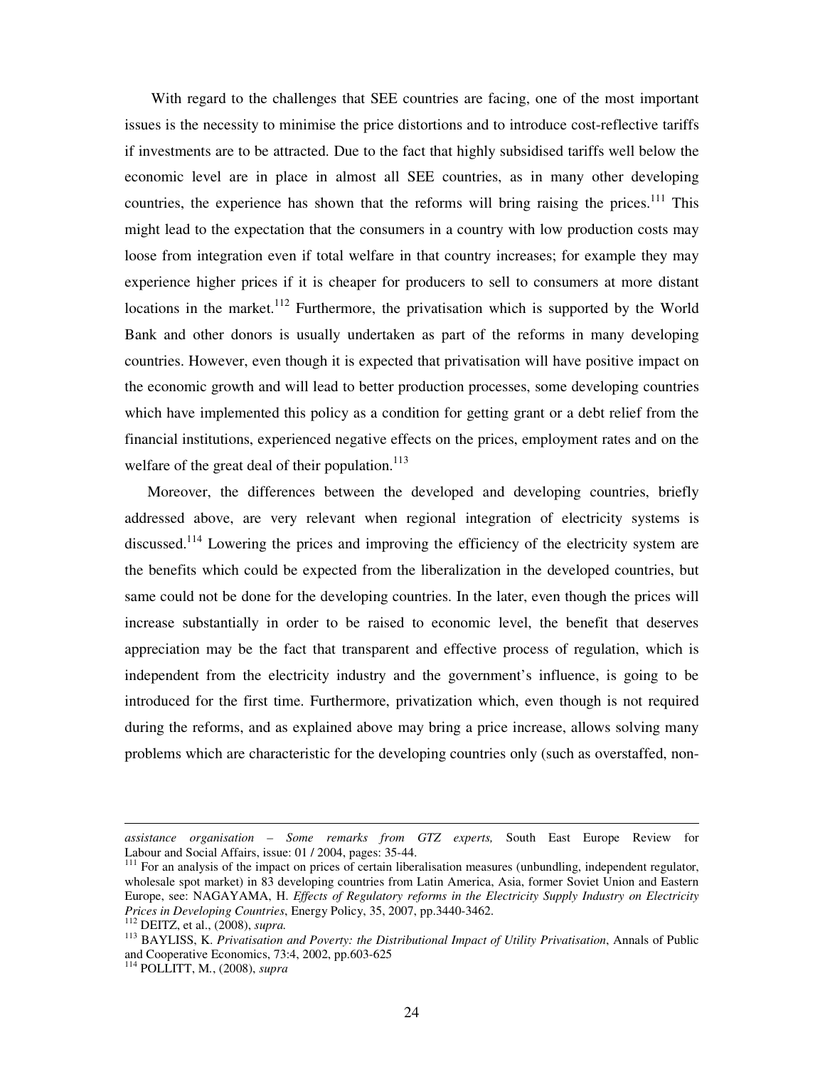With regard to the challenges that SEE countries are facing, one of the most important issues is the necessity to minimise the price distortions and to introduce cost-reflective tariffs if investments are to be attracted. Due to the fact that highly subsidised tariffs well below the economic level are in place in almost all SEE countries, as in many other developing countries, the experience has shown that the reforms will bring raising the prices.[111] This might lead to the expectation that the consumers in a country with low production costs may loose from integration even if total welfare in that country increases; for example they may experience higher prices if it is cheaper for producers to sell to consumers at more distant locations in the market.[112] Furthermore, the privatisation which is supported by the World Bank and other donors is usually undertaken as part of the reforms in many developing countries. However, even though it is expected that privatisation will have positive impact on the economic growth and will lead to better production processes, some developing countries which have implemented this policy as a condition for getting grant or a debt relief from the financial institutions, experienced negative effects on the prices, employment rates and on the welfare of the great deal of their population.[113]

Moreover, the differences between the developed and developing countries, briefly addressed above, are very relevant when regional integration of electricity systems is discussed.[114] Lowering the prices and improving the efficiency of the electricity system are the benefits which could be expected from the liberalization in the developed countries, but same could not be done for the developing countries. In the later, even though the prices will increase substantially in order to be raised to economic level, the benefit that deserves appreciation may be the fact that transparent and effective process of regulation, which is independent from the electricity industry and the government's influence, is going to be introduced for the first time. Furthermore, privatization which, even though is not required during the reforms, and as explained above may bring a price increase, allows solving many problems which are characteristic for the developing countries only (such as overstaffed, non-

---

*assistance organisation – Some remarks from GTZ experts,* South East Europe Review for Labour and Social Affairs, issue: 01 / 2004, pages: 35-44.

[111] For an analysis of the impact on prices of certain liberalisation measures (unbundling, independent regulator, wholesale spot market) in 83 developing countries from Latin America, Asia, former Soviet Union and Eastern Europe, see: NAGAYAMA, H. *Effects of Regulatory reforms in the Electricity Supply Industry on Electricity Prices in Developing Countries*, Energy Policy, 35, 2007, pp.3440-3462.

[112] DEITZ, et al., (2008), *supra.*

[113] BAYLISS, K. *Privatisation and Poverty: the Distributional Impact of Utility Privatisation*, Annals of Public and Cooperative Economics, 73:4, 2002, pp.603-625

[114] POLLITT, M., (2008), *supra*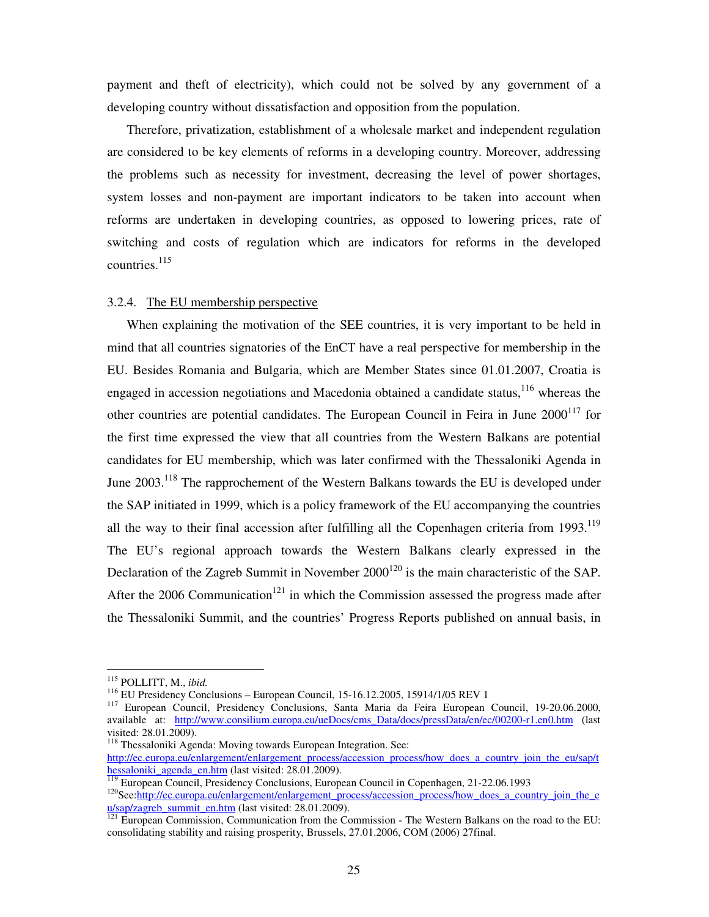payment and theft of electricity), which could not be solved by any government of a developing country without dissatisfaction and opposition from the population.

Therefore, privatization, establishment of a wholesale market and independent regulation are considered to be key elements of reforms in a developing country. Moreover, addressing the problems such as necessity for investment, decreasing the level of power shortages, system losses and non-payment are important indicators to be taken into account when reforms are undertaken in developing countries, as opposed to lowering prices, rate of switching and costs of regulation which are indicators for reforms in the developed countries.[115]

#### 3.2.4. The EU membership perspective

When explaining the motivation of the SEE countries, it is very important to be held in mind that all countries signatories of the EnCT have a real perspective for membership in the EU. Besides Romania and Bulgaria, which are Member States since 01.01.2007, Croatia is engaged in accession negotiations and Macedonia obtained a candidate status,[116] whereas the other countries are potential candidates. The European Council in Feira in June 2000[117] for the first time expressed the view that all countries from the Western Balkans are potential candidates for EU membership, which was later confirmed with the Thessaloniki Agenda in June 2003.[118] The rapprochement of the Western Balkans towards the EU is developed under the SAP initiated in 1999, which is a policy framework of the EU accompanying the countries all the way to their final accession after fulfilling all the Copenhagen criteria from 1993.[119] The EU's regional approach towards the Western Balkans clearly expressed in the Declaration of the Zagreb Summit in November 2000[120] is the main characteristic of the SAP. After the 2006 Communication[121] in which the Commission assessed the progress made after the Thessaloniki Summit, and the countries' Progress Reports published on annual basis, in

---

[115] POLLITT, M., *ibid.*

[116] EU Presidency Conclusions – European Council, 15-16.12.2005, 15914/1/05 REV 1

[117] European Council, Presidency Conclusions, Santa Maria da Feira European Council, 19-20.06.2000, available at: http://www.consilium.europa.eu/ueDocs/cms_Data/docs/pressData/en/ec/00200-r1.en0.htm (last visited: 28.01.2009).

[118] Thessaloniki Agenda: Moving towards European Integration. See: http://ec.europa.eu/enlargement/enlargement_process/accession_process/how_does_a_country_join_the_eu/sap/thessaloniki_agenda_en.htm (last visited: 28.01.2009).

[119] European Council, Presidency Conclusions, European Council in Copenhagen, 21-22.06.1993

[120] See: http://ec.europa.eu/enlargement/enlargement_process/accession_process/how_does_a_country_join_the_eu/sap/zagreb_summit_en.htm (last visited: 28.01.2009).

[121] European Commission, Communication from the Commission - The Western Balkans on the road to the EU: consolidating stability and raising prosperity, Brussels, 27.01.2006, COM (2006) 27final.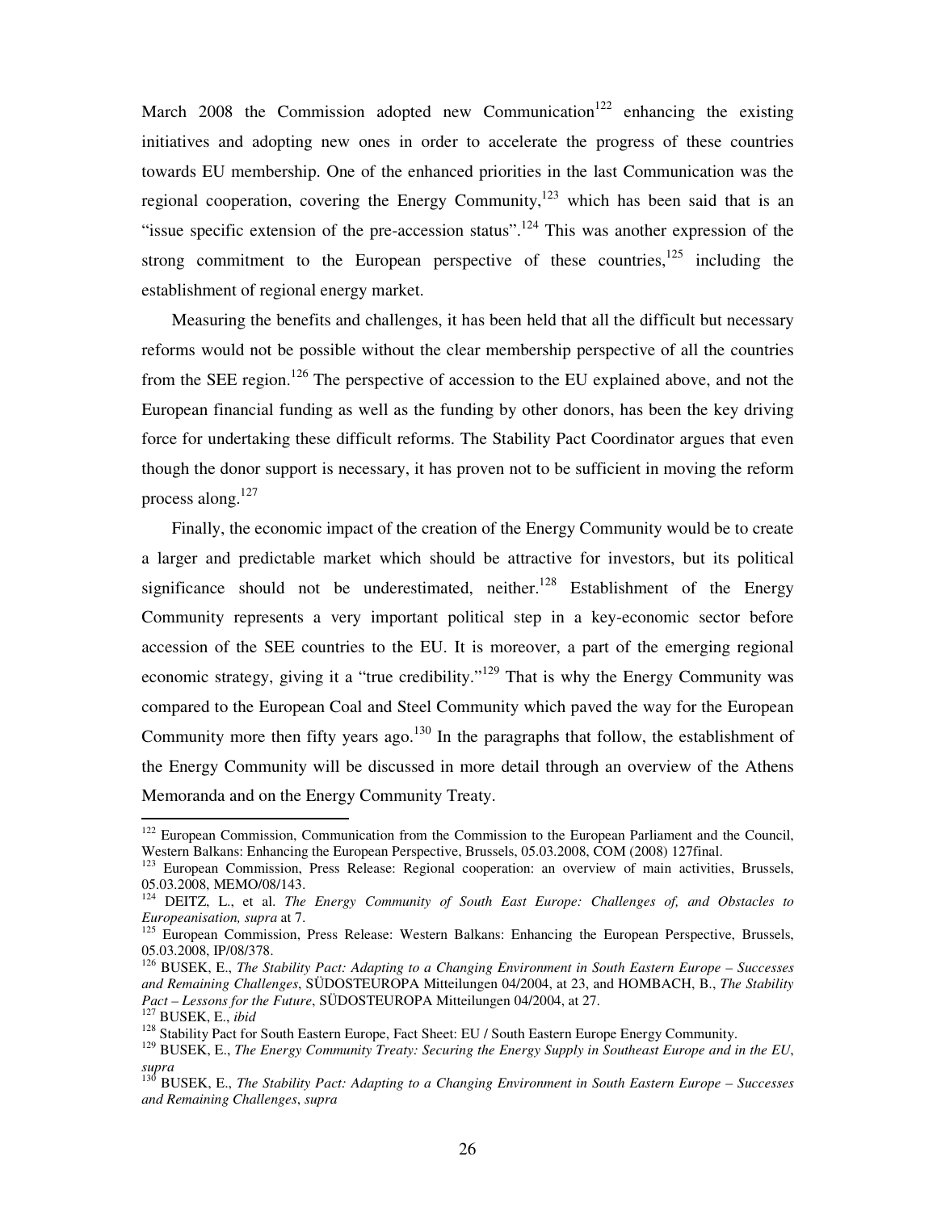March 2008 the Commission adopted new Communication[122] enhancing the existing initiatives and adopting new ones in order to accelerate the progress of these countries towards EU membership. One of the enhanced priorities in the last Communication was the regional cooperation, covering the Energy Community,[123] which has been said that is an "issue specific extension of the pre-accession status".[124] This was another expression of the strong commitment to the European perspective of these countries,[125] including the establishment of regional energy market.

Measuring the benefits and challenges, it has been held that all the difficult but necessary reforms would not be possible without the clear membership perspective of all the countries from the SEE region.[126] The perspective of accession to the EU explained above, and not the European financial funding as well as the funding by other donors, has been the key driving force for undertaking these difficult reforms. The Stability Pact Coordinator argues that even though the donor support is necessary, it has proven not to be sufficient in moving the reform process along.[127]

Finally, the economic impact of the creation of the Energy Community would be to create a larger and predictable market which should be attractive for investors, but its political significance should not be underestimated, neither.[128] Establishment of the Energy Community represents a very important political step in a key-economic sector before accession of the SEE countries to the EU. It is moreover, a part of the emerging regional economic strategy, giving it a "true credibility."[129] That is why the Energy Community was compared to the European Coal and Steel Community which paved the way for the European Community more then fifty years ago.[130] In the paragraphs that follow, the establishment of the Energy Community will be discussed in more detail through an overview of the Athens Memoranda and on the Energy Community Treaty.

---

[122] European Commission, Communication from the Commission to the European Parliament and the Council, Western Balkans: Enhancing the European Perspective, Brussels, 05.03.2008, COM (2008) 127final.

[123] European Commission, Press Release: Regional cooperation: an overview of main activities, Brussels, 05.03.2008, MEMO/08/143.

[124] DEITZ, L., et al. *The Energy Community of South East Europe: Challenges of, and Obstacles to Europeanisation, supra* at 7.

[125] European Commission, Press Release: Western Balkans: Enhancing the European Perspective, Brussels, 05.03.2008, IP/08/378.

[126] BUSEK, E., *The Stability Pact: Adapting to a Changing Environment in South Eastern Europe – Successes and Remaining Challenges*, SÜDOSTEUROPA Mitteilungen 04/2004, at 23, and HOMBACH, B., *The Stability Pact – Lessons for the Future*, SÜDOSTEUROPA Mitteilungen 04/2004, at 27.

[127] BUSEK, E., *ibid*

[128] Stability Pact for South Eastern Europe, Fact Sheet: EU / South Eastern Europe Energy Community.

[129] BUSEK, E., *The Energy Community Treaty: Securing the Energy Supply in Southeast Europe and in the EU*, *supra*

[130] BUSEK, E., *The Stability Pact: Adapting to a Changing Environment in South Eastern Europe – Successes and Remaining Challenges*, *supra*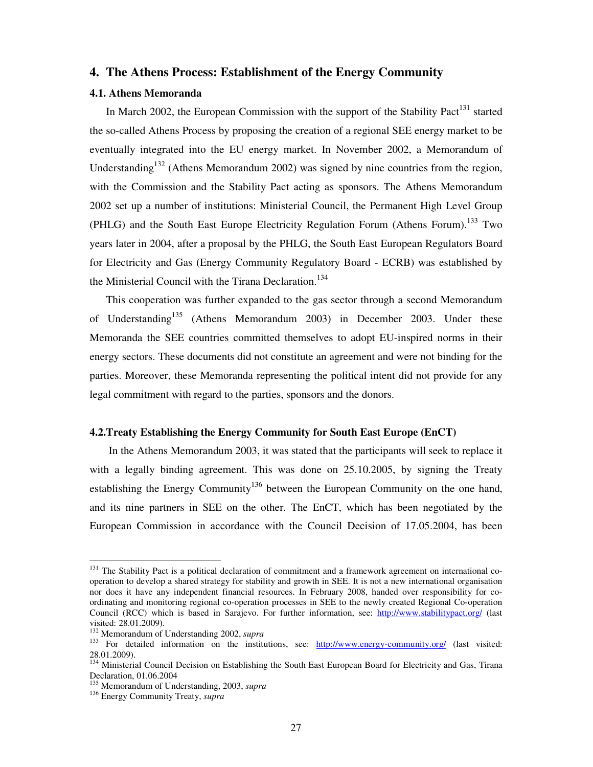## 4. The Athens Process: Establishment of the Energy Community

### 4.1. Athens Memoranda

In March 2002, the European Commission with the support of the Stability Pact[131] started the so-called Athens Process by proposing the creation of a regional SEE energy market to be eventually integrated into the EU energy market. In November 2002, a Memorandum of Understanding[132] (Athens Memorandum 2002) was signed by nine countries from the region, with the Commission and the Stability Pact acting as sponsors. The Athens Memorandum 2002 set up a number of institutions: Ministerial Council, the Permanent High Level Group (PHLG) and the South East Europe Electricity Regulation Forum (Athens Forum).[133] Two years later in 2004, after a proposal by the PHLG, the South East European Regulators Board for Electricity and Gas (Energy Community Regulatory Board - ECRB) was established by the Ministerial Council with the Tirana Declaration.[134]

This cooperation was further expanded to the gas sector through a second Memorandum of Understanding[135] (Athens Memorandum 2003) in December 2003. Under these Memoranda the SEE countries committed themselves to adopt EU-inspired norms in their energy sectors. These documents did not constitute an agreement and were not binding for the parties. Moreover, these Memoranda representing the political intent did not provide for any legal commitment with regard to the parties, sponsors and the donors.

### 4.2. Treaty Establishing the Energy Community for South East Europe (EnCT)

In the Athens Memorandum 2003, it was stated that the participants will seek to replace it with a legally binding agreement. This was done on 25.10.2005, by signing the Treaty establishing the Energy Community[136] between the European Community on the one hand, and its nine partners in SEE on the other. The EnCT, which has been negotiated by the European Commission in accordance with the Council Decision of 17.05.2004, has been

---

[131] The Stability Pact is a political declaration of commitment and a framework agreement on international co-operation to develop a shared strategy for stability and growth in SEE. It is not a new international organisation nor does it have any independent financial resources. In February 2008, handed over responsibility for co-ordinating and monitoring regional co-operation processes in SEE to the newly created Regional Co-operation Council (RCC) which is based in Sarajevo. For further information, see: http://www.stabilitypact.org/ (last visited: 28.01.2009).

[132] Memorandum of Understanding 2002, *supra*

[133] For detailed information on the institutions, see: http://www.energy-community.org/ (last visited: 28.01.2009).

[134] Ministerial Council Decision on Establishing the South East European Board for Electricity and Gas, Tirana Declaration, 01.06.2004

[135] Memorandum of Understanding, 2003, *supra*

[136] Energy Community Treaty, *supra*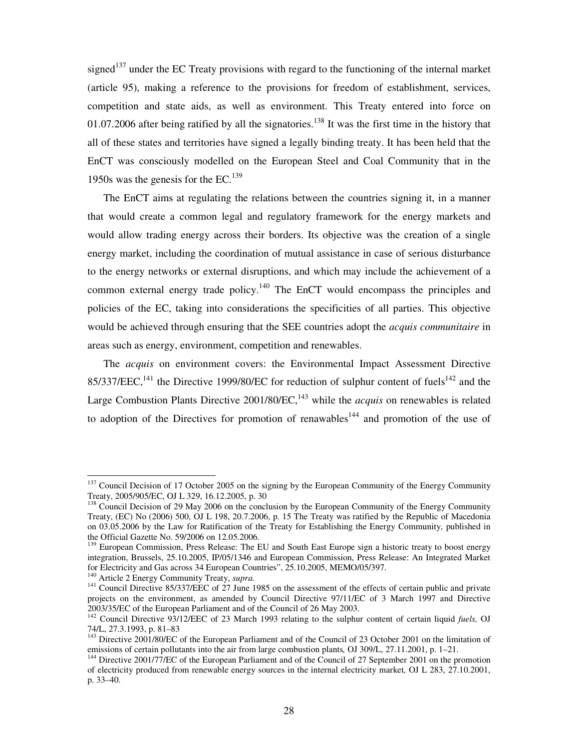signed[137] under the EC Treaty provisions with regard to the functioning of the internal market (article 95), making a reference to the provisions for freedom of establishment, services, competition and state aids, as well as environment. This Treaty entered into force on 01.07.2006 after being ratified by all the signatories.[138] It was the first time in the history that all of these states and territories have signed a legally binding treaty. It has been held that the EnCT was consciously modelled on the European Steel and Coal Community that in the 1950s was the genesis for the EC.[139]

The EnCT aims at regulating the relations between the countries signing it, in a manner that would create a common legal and regulatory framework for the energy markets and would allow trading energy across their borders. Its objective was the creation of a single energy market, including the coordination of mutual assistance in case of serious disturbance to the energy networks or external disruptions, and which may include the achievement of a common external energy trade policy.[140] The EnCT would encompass the principles and policies of the EC, taking into considerations the specificities of all parties. This objective would be achieved through ensuring that the SEE countries adopt the *acquis communitaire* in areas such as energy, environment, competition and renewables.

The *acquis* on environment covers: the Environmental Impact Assessment Directive 85/337/EEC,[141] the Directive 1999/80/EC for reduction of sulphur content of fuels[142] and the Large Combustion Plants Directive 2001/80/EC,[143] while the *acquis* on renewables is related to adoption of the Directives for promotion of renawables[144] and promotion of the use of

---

[137] Council Decision of 17 October 2005 on the signing by the European Community of the Energy Community Treaty, 2005/905/EC, OJ L 329, 16.12.2005, p. 30

[138] Council Decision of 29 May 2006 on the conclusion by the European Community of the Energy Community Treaty, (EC) No (2006) 500, OJ L 198, 20.7.2006, p. 15 The Treaty was ratified by the Republic of Macedonia on 03.05.2006 by the Law for Ratification of the Treaty for Establishing the Energy Community, published in the Official Gazette No. 59/2006 on 12.05.2006.

[139] European Commission, Press Release: The EU and South East Europe sign a historic treaty to boost energy integration, Brussels, 25.10.2005, IP/05/1346 and European Commission, Press Release: An Integrated Market for Electricity and Gas across 34 European Countries", 25.10.2005, MEMO/05/397.

[140] Article 2 Energy Community Treaty, *supra.*

[141] Council Directive 85/337/EEC of 27 June 1985 on the assessment of the effects of certain public and private projects on the environment, as amended by Council Directive 97/11/EC of 3 March 1997 and Directive 2003/35/EC of the European Parliament and of the Council of 26 May 2003.

[142] Council Directive 93/12/EEC of 23 March 1993 relating to the sulphur content of certain liquid *fuels,* OJ 74/L, 27.3.1993, p. 81–83

[143] Directive 2001/80/EC of the European Parliament and of the Council of 23 October 2001 on the limitation of emissions of certain pollutants into the air from large combustion plants*,* OJ 309/L, 27.11.2001, p. 1–21.

[144] Directive 2001/77/EC of the European Parliament and of the Council of 27 September 2001 on the promotion of electricity produced from renewable energy sources in the internal electricity market*,* OJ L 283, 27.10.2001, p. 33–40.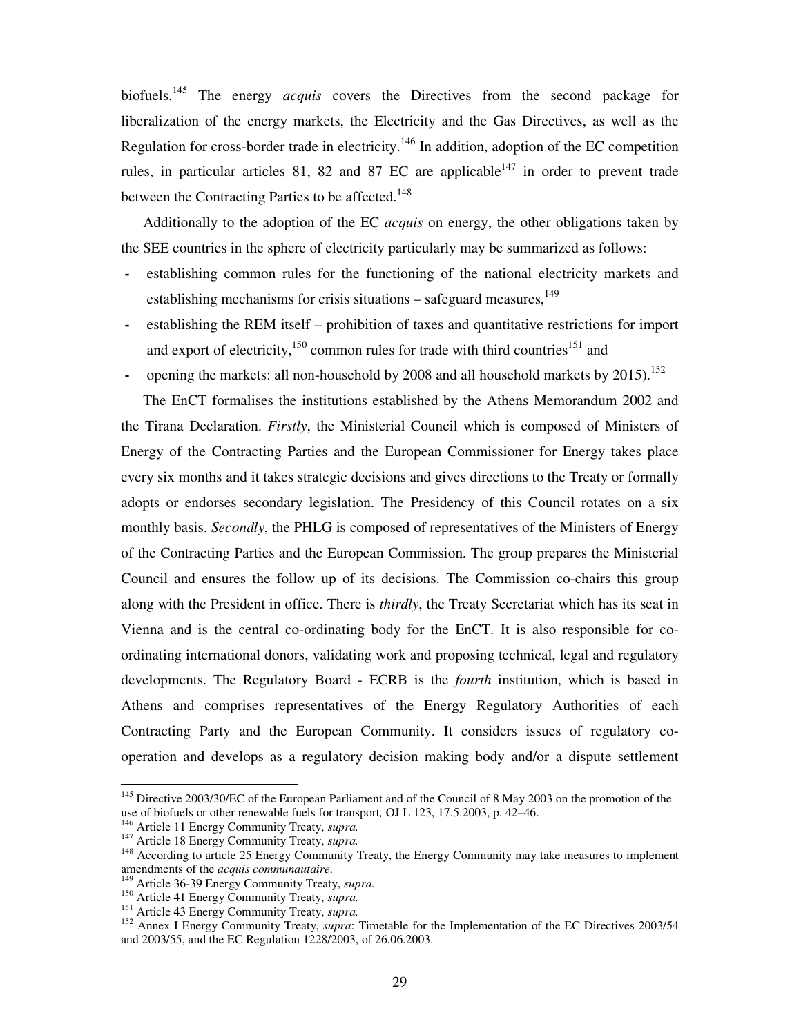biofuels.[145] The energy *acquis* covers the Directives from the second package for liberalization of the energy markets, the Electricity and the Gas Directives, as well as the Regulation for cross-border trade in electricity.[146] In addition, adoption of the EC competition rules, in particular articles 81, 82 and 87 EC are applicable[147] in order to prevent trade between the Contracting Parties to be affected.[148]

Additionally to the adoption of the EC *acquis* on energy, the other obligations taken by the SEE countries in the sphere of electricity particularly may be summarized as follows:

- establishing common rules for the functioning of the national electricity markets and establishing mechanisms for crisis situations – safeguard measures,[149]
- establishing the REM itself – prohibition of taxes and quantitative restrictions for import and export of electricity,[150] common rules for trade with third countries[151] and
- opening the markets: all non-household by 2008 and all household markets by 2015).[152]

The EnCT formalises the institutions established by the Athens Memorandum 2002 and the Tirana Declaration. *Firstly*, the Ministerial Council which is composed of Ministers of Energy of the Contracting Parties and the European Commissioner for Energy takes place every six months and it takes strategic decisions and gives directions to the Treaty or formally adopts or endorses secondary legislation. The Presidency of this Council rotates on a six monthly basis. *Secondly*, the PHLG is composed of representatives of the Ministers of Energy of the Contracting Parties and the European Commission. The group prepares the Ministerial Council and ensures the follow up of its decisions. The Commission co-chairs this group along with the President in office. There is *thirdly*, the Treaty Secretariat which has its seat in Vienna and is the central co-ordinating body for the EnCT. It is also responsible for co-ordinating international donors, validating work and proposing technical, legal and regulatory developments. The Regulatory Board - ECRB is the *fourth* institution, which is based in Athens and comprises representatives of the Energy Regulatory Authorities of each Contracting Party and the European Community. It considers issues of regulatory co-operation and develops as a regulatory decision making body and/or a dispute settlement

---

[145] Directive 2003/30/EC of the European Parliament and of the Council of 8 May 2003 on the promotion of the use of biofuels or other renewable fuels for transport*,* OJ L 123, 17.5.2003, p. 42–46.

[146] Article 11 Energy Community Treaty, *supra.*

[147] Article 18 Energy Community Treaty, *supra.*

[148] According to article 25 Energy Community Treaty, the Energy Community may take measures to implement amendments of the *acquis communautaire*.

[149] Article 36-39 Energy Community Treaty, *supra.*

[150] Article 41 Energy Community Treaty, *supra.*

[151] Article 43 Energy Community Treaty, *supra.*

[152] Annex I Energy Community Treaty, *supra*: Timetable for the Implementation of the EC Directives 2003/54 and 2003/55, and the EC Regulation 1228/2003, of 26.06.2003.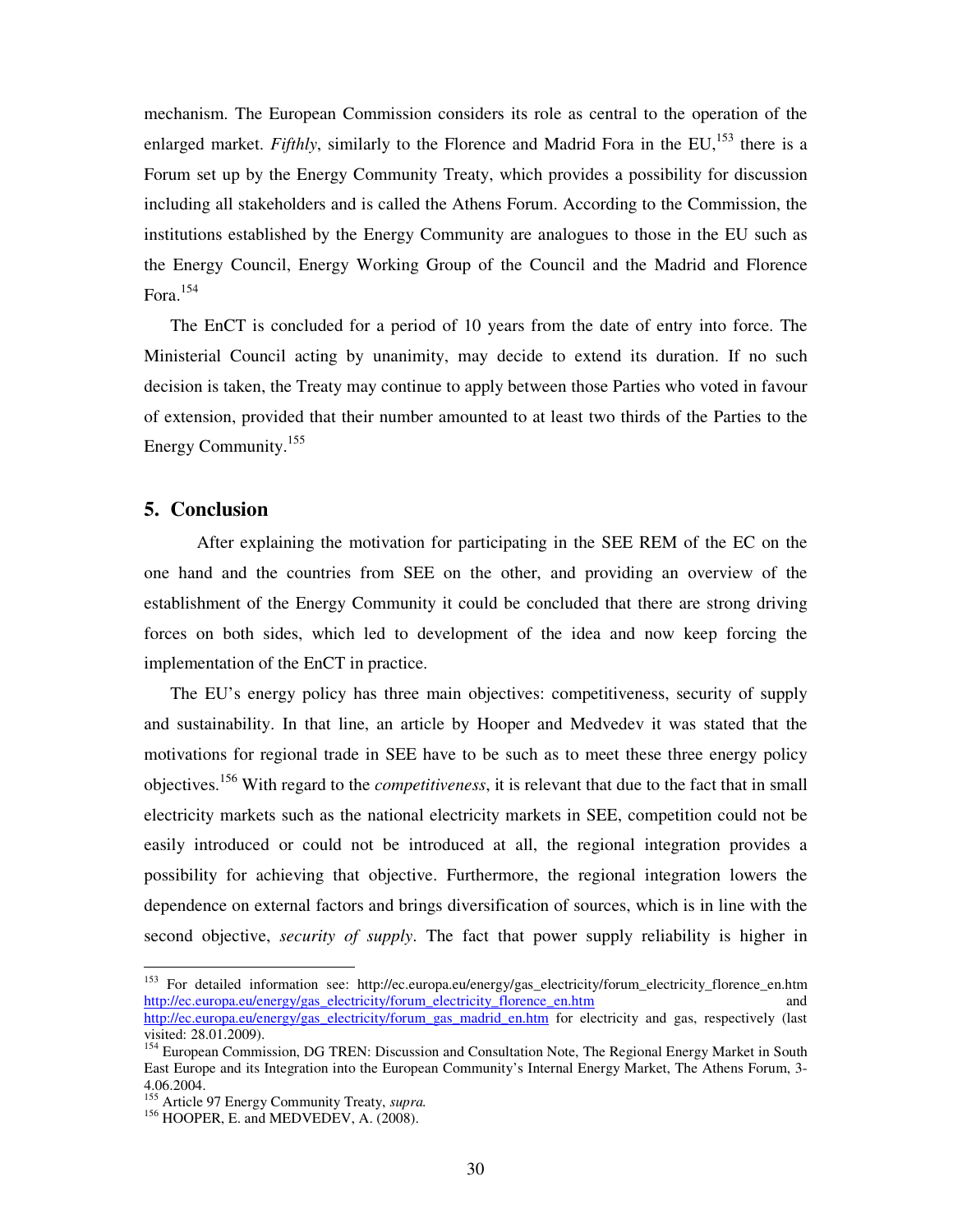mechanism. The European Commission considers its role as central to the operation of the enlarged market. *Fifthly*, similarly to the Florence and Madrid Fora in the EU,[153] there is a Forum set up by the Energy Community Treaty, which provides a possibility for discussion including all stakeholders and is called the Athens Forum. According to the Commission, the institutions established by the Energy Community are analogues to those in the EU such as the Energy Council, Energy Working Group of the Council and the Madrid and Florence Fora.[154]

The EnCT is concluded for a period of 10 years from the date of entry into force. The Ministerial Council acting by unanimity, may decide to extend its duration. If no such decision is taken, the Treaty may continue to apply between those Parties who voted in favour of extension, provided that their number amounted to at least two thirds of the Parties to the Energy Community.[155]

## 5. Conclusion

After explaining the motivation for participating in the SEE REM of the EC on the one hand and the countries from SEE on the other, and providing an overview of the establishment of the Energy Community it could be concluded that there are strong driving forces on both sides, which led to development of the idea and now keep forcing the implementation of the EnCT in practice.

The EU's energy policy has three main objectives: competitiveness, security of supply and sustainability. In that line, an article by Hooper and Medvedev it was stated that the motivations for regional trade in SEE have to be such as to meet these three energy policy objectives.[156] With regard to the *competitiveness*, it is relevant that due to the fact that in small electricity markets such as the national electricity markets in SEE, competition could not be easily introduced or could not be introduced at all, the regional integration provides a possibility for achieving that objective. Furthermore, the regional integration lowers the dependence on external factors and brings diversification of sources, which is in line with the second objective, *security of supply*. The fact that power supply reliability is higher in

---

[153] For detailed information see: http://ec.europa.eu/energy/gas_electricity/forum_electricity_florence_en.htm http://ec.europa.eu/energy/gas_electricity/forum_electricity_florence_en.htm and http://ec.europa.eu/energy/gas_electricity/forum_gas_madrid_en.htm for electricity and gas, respectively (last visited: 28.01.2009).

[154] European Commission, DG TREN: Discussion and Consultation Note, The Regional Energy Market in South East Europe and its Integration into the European Community's Internal Energy Market, The Athens Forum, 3-4.06.2004.

[155] Article 97 Energy Community Treaty, *supra.*

[156] HOOPER, E. and MEDVEDEV, A. (2008).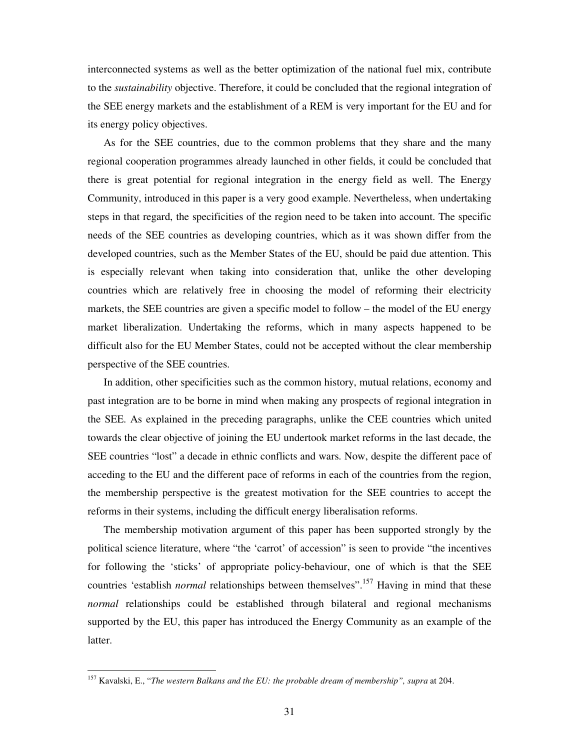interconnected systems as well as the better optimization of the national fuel mix, contribute to the *sustainability* objective. Therefore, it could be concluded that the regional integration of the SEE energy markets and the establishment of a REM is very important for the EU and for its energy policy objectives.

As for the SEE countries, due to the common problems that they share and the many regional cooperation programmes already launched in other fields, it could be concluded that there is great potential for regional integration in the energy field as well. The Energy Community, introduced in this paper is a very good example. Nevertheless, when undertaking steps in that regard, the specificities of the region need to be taken into account. The specific needs of the SEE countries as developing countries, which as it was shown differ from the developed countries, such as the Member States of the EU, should be paid due attention. This is especially relevant when taking into consideration that, unlike the other developing countries which are relatively free in choosing the model of reforming their electricity markets, the SEE countries are given a specific model to follow – the model of the EU energy market liberalization. Undertaking the reforms, which in many aspects happened to be difficult also for the EU Member States, could not be accepted without the clear membership perspective of the SEE countries.

In addition, other specificities such as the common history, mutual relations, economy and past integration are to be borne in mind when making any prospects of regional integration in the SEE. As explained in the preceding paragraphs, unlike the CEE countries which united towards the clear objective of joining the EU undertook market reforms in the last decade, the SEE countries "lost" a decade in ethnic conflicts and wars. Now, despite the different pace of acceding to the EU and the different pace of reforms in each of the countries from the region, the membership perspective is the greatest motivation for the SEE countries to accept the reforms in their systems, including the difficult energy liberalisation reforms.

The membership motivation argument of this paper has been supported strongly by the political science literature, where "the 'carrot' of accession" is seen to provide "the incentives for following the 'sticks' of appropriate policy-behaviour, one of which is that the SEE countries 'establish *normal* relationships between themselves".[157] Having in mind that these *normal* relationships could be established through bilateral and regional mechanisms supported by the EU, this paper has introduced the Energy Community as an example of the latter.

---

[157] Kavalski, E., "*The western Balkans and the EU: the probable dream of membership", supra* at 204.